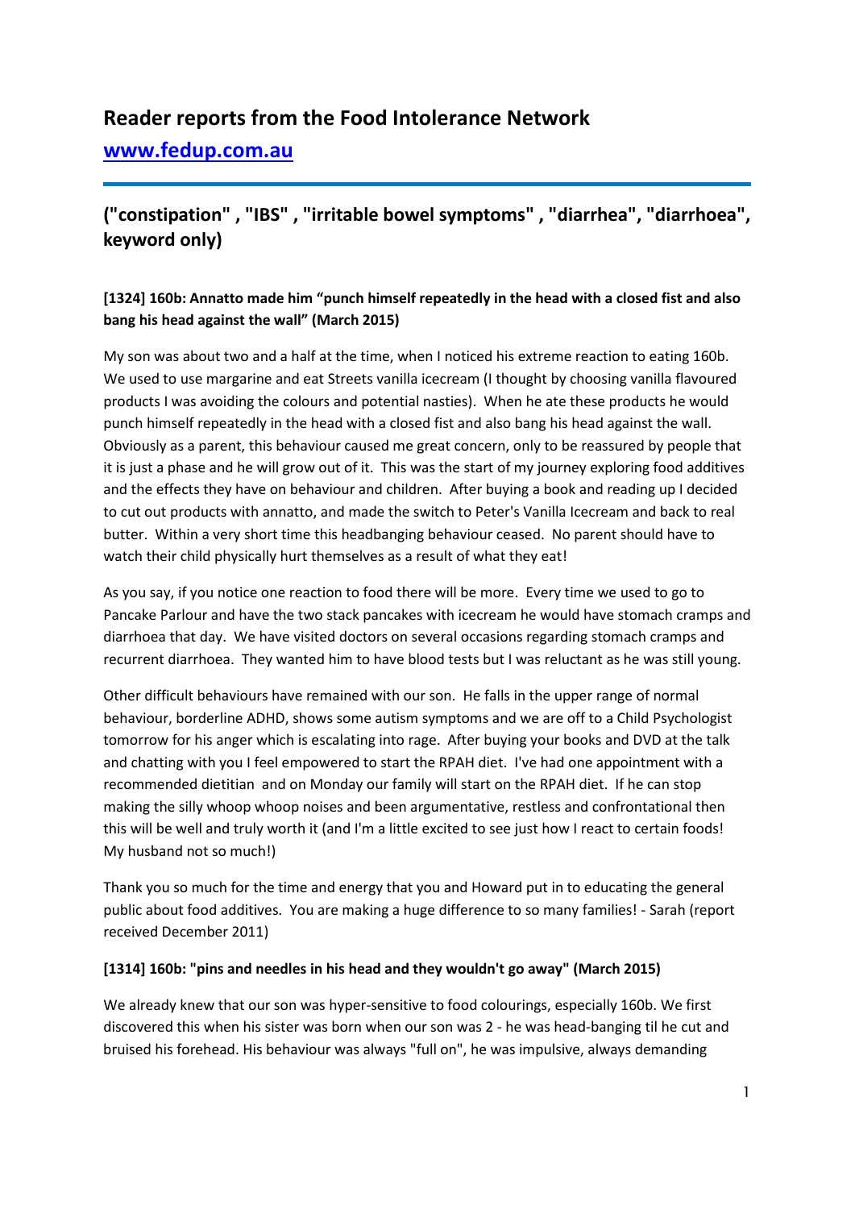# Reader reports from the Food Intolerance Network

[www.fedup.com.au](http://www.fedup.com.au)

## ("constipation" , "IBS" , "irritable bowel symptoms" , "diarrhea", "diarrhoea", keyword only)

**[1324] 160b: Annatto made him "punch himself repeatedly in the head with a closed fist and also bang his head against the wall" (March 2015)**

My son was about two and a half at the time, when I noticed his extreme reaction to eating 160b. We used to use margarine and eat Streets vanilla icecream (I thought by choosing vanilla flavoured products I was avoiding the colours and potential nasties). When he ate these products he would punch himself repeatedly in the head with a closed fist and also bang his head against the wall. Obviously as a parent, this behaviour caused me great concern, only to be reassured by people that it is just a phase and he will grow out of it. This was the start of my journey exploring food additives and the effects they have on behaviour and children. After buying a book and reading up I decided to cut out products with annatto, and made the switch to Peter's Vanilla Icecream and back to real butter. Within a very short time this headbanging behaviour ceased. No parent should have to watch their child physically hurt themselves as a result of what they eat!

As you say, if you notice one reaction to food there will be more. Every time we used to go to Pancake Parlour and have the two stack pancakes with icecream he would have stomach cramps and diarrhoea that day. We have visited doctors on several occasions regarding stomach cramps and recurrent diarrhoea. They wanted him to have blood tests but I was reluctant as he was still young.

Other difficult behaviours have remained with our son. He falls in the upper range of normal behaviour, borderline ADHD, shows some autism symptoms and we are off to a Child Psychologist tomorrow for his anger which is escalating into rage. After buying your books and DVD at the talk and chatting with you I feel empowered to start the RPAH diet. I've had one appointment with a recommended dietitian and on Monday our family will start on the RPAH diet. If he can stop making the silly whoop whoop noises and been argumentative, restless and confrontational then this will be well and truly worth it (and I'm a little excited to see just how I react to certain foods! My husband not so much!)

Thank you so much for the time and energy that you and Howard put in to educating the general public about food additives. You are making a huge difference to so many families! - Sarah (report received December 2011)

**[1314] 160b: "pins and needles in his head and they wouldn't go away" (March 2015)**

We already knew that our son was hyper-sensitive to food colourings, especially 160b. We first discovered this when his sister was born when our son was 2 - he was head-banging til he cut and bruised his forehead. His behaviour was always "full on", he was impulsive, always demanding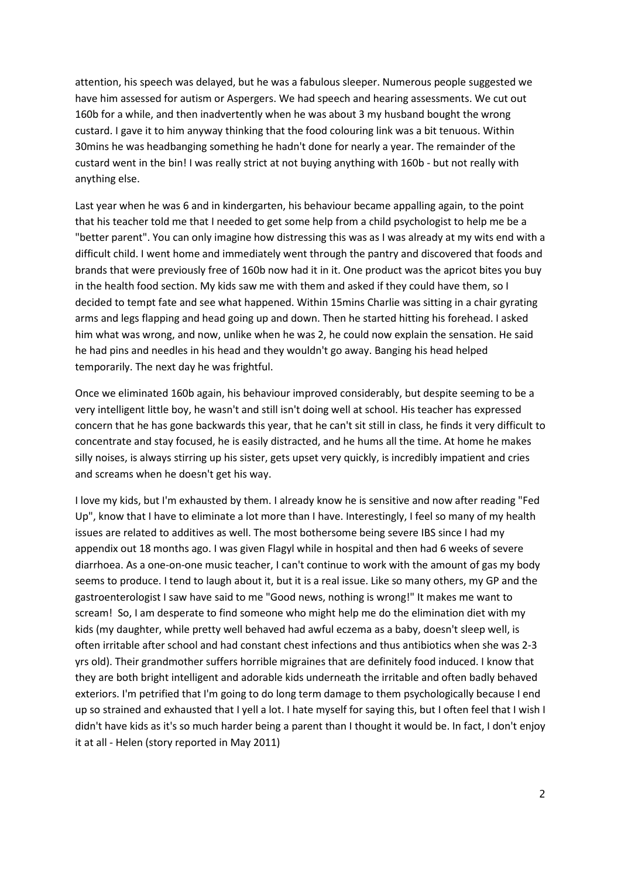attention, his speech was delayed, but he was a fabulous sleeper. Numerous people suggested we have him assessed for autism or Aspergers. We had speech and hearing assessments. We cut out 160b for a while, and then inadvertently when he was about 3 my husband bought the wrong custard. I gave it to him anyway thinking that the food colouring link was a bit tenuous. Within 30mins he was headbanging something he hadn't done for nearly a year. The remainder of the custard went in the bin! I was really strict at not buying anything with 160b - but not really with anything else.

Last year when he was 6 and in kindergarten, his behaviour became appalling again, to the point that his teacher told me that I needed to get some help from a child psychologist to help me be a "better parent". You can only imagine how distressing this was as I was already at my wits end with a difficult child. I went home and immediately went through the pantry and discovered that foods and brands that were previously free of 160b now had it in it. One product was the apricot bites you buy in the health food section. My kids saw me with them and asked if they could have them, so I decided to tempt fate and see what happened. Within 15mins Charlie was sitting in a chair gyrating arms and legs flapping and head going up and down. Then he started hitting his forehead. I asked him what was wrong, and now, unlike when he was 2, he could now explain the sensation. He said he had pins and needles in his head and they wouldn't go away. Banging his head helped temporarily. The next day he was frightful.

Once we eliminated 160b again, his behaviour improved considerably, but despite seeming to be a very intelligent little boy, he wasn't and still isn't doing well at school. His teacher has expressed concern that he has gone backwards this year, that he can't sit still in class, he finds it very difficult to concentrate and stay focused, he is easily distracted, and he hums all the time. At home he makes silly noises, is always stirring up his sister, gets upset very quickly, is incredibly impatient and cries and screams when he doesn't get his way.

I love my kids, but I'm exhausted by them. I already know he is sensitive and now after reading "Fed Up", know that I have to eliminate a lot more than I have. Interestingly, I feel so many of my health issues are related to additives as well. The most bothersome being severe IBS since I had my appendix out 18 months ago. I was given Flagyl while in hospital and then had 6 weeks of severe diarrhoea. As a one-on-one music teacher, I can't continue to work with the amount of gas my body seems to produce. I tend to laugh about it, but it is a real issue. Like so many others, my GP and the gastroenterologist I saw have said to me "Good news, nothing is wrong!" It makes me want to scream! So, I am desperate to find someone who might help me do the elimination diet with my kids (my daughter, while pretty well behaved had awful eczema as a baby, doesn't sleep well, is often irritable after school and had constant chest infections and thus antibiotics when she was 2-3 yrs old). Their grandmother suffers horrible migraines that are definitely food induced. I know that they are both bright intelligent and adorable kids underneath the irritable and often badly behaved exteriors. I'm petrified that I'm going to do long term damage to them psychologically because I end up so strained and exhausted that I yell a lot. I hate myself for saying this, but I often feel that I wish I didn't have kids as it's so much harder being a parent than I thought it would be. In fact, I don't enjoy it at all - Helen (story reported in May 2011)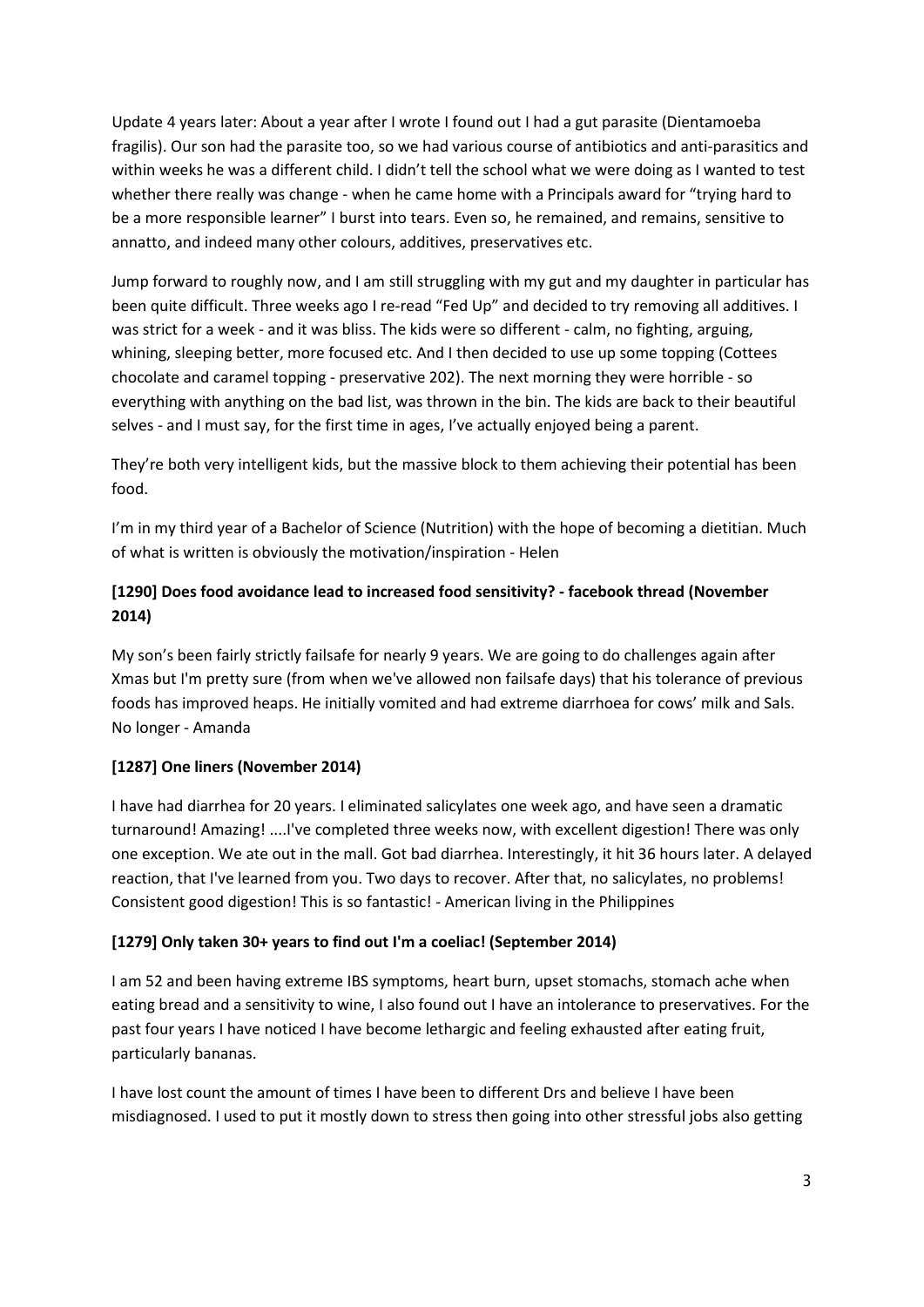Update 4 years later: About a year after I wrote I found out I had a gut parasite (Dientamoeba fragilis). Our son had the parasite too, so we had various course of antibiotics and anti-parasitics and within weeks he was a different child. I didn't tell the school what we were doing as I wanted to test whether there really was change - when he came home with a Principals award for "trying hard to be a more responsible learner" I burst into tears. Even so, he remained, and remains, sensitive to annatto, and indeed many other colours, additives, preservatives etc.

Jump forward to roughly now, and I am still struggling with my gut and my daughter in particular has been quite difficult. Three weeks ago I re-read "Fed Up" and decided to try removing all additives. I was strict for a week - and it was bliss. The kids were so different - calm, no fighting, arguing, whining, sleeping better, more focused etc. And I then decided to use up some topping (Cottees chocolate and caramel topping - preservative 202). The next morning they were horrible - so everything with anything on the bad list, was thrown in the bin. The kids are back to their beautiful selves - and I must say, for the first time in ages, I've actually enjoyed being a parent.

They're both very intelligent kids, but the massive block to them achieving their potential has been food.

I'm in my third year of a Bachelor of Science (Nutrition) with the hope of becoming a dietitian. Much of what is written is obviously the motivation/inspiration - Helen

### [1290] Does food avoidance lead to increased food sensitivity? - facebook thread (November 2014)

My son's been fairly strictly failsafe for nearly 9 years. We are going to do challenges again after Xmas but I'm pretty sure (from when we've allowed non failsafe days) that his tolerance of previous foods has improved heaps. He initially vomited and had extreme diarrhoea for cows' milk and Sals. No longer - Amanda

### [1287] One liners (November 2014)

I have had diarrhea for 20 years. I eliminated salicylates one week ago, and have seen a dramatic turnaround! Amazing! ....I've completed three weeks now, with excellent digestion! There was only one exception. We ate out in the mall. Got bad diarrhea. Interestingly, it hit 36 hours later. A delayed reaction, that I've learned from you. Two days to recover. After that, no salicylates, no problems! Consistent good digestion! This is so fantastic! - American living in the Philippines

### [1279] Only taken 30+ years to find out I'm a coeliac! (September 2014)

I am 52 and been having extreme IBS symptoms, heart burn, upset stomachs, stomach ache when eating bread and a sensitivity to wine, I also found out I have an intolerance to preservatives. For the past four years I have noticed I have become lethargic and feeling exhausted after eating fruit, particularly bananas.

I have lost count the amount of times I have been to different Drs and believe I have been misdiagnosed. I used to put it mostly down to stress then going into other stressful jobs also getting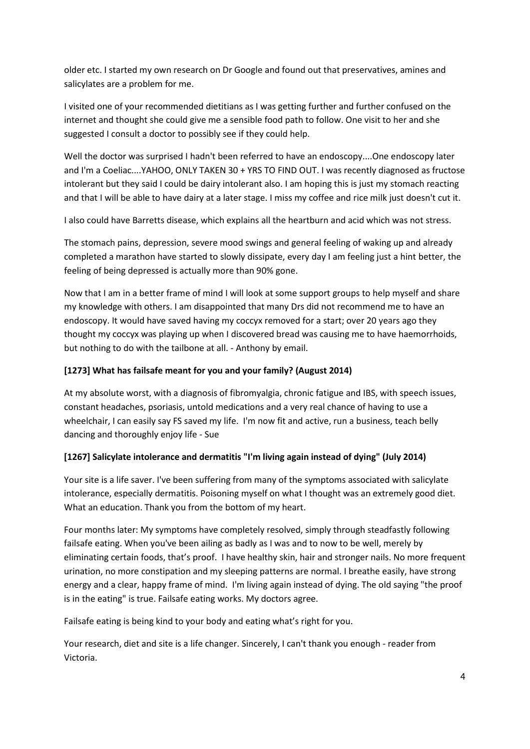older etc. I started my own research on Dr Google and found out that preservatives, amines and salicylates are a problem for me.

I visited one of your recommended dietitians as I was getting further and further confused on the internet and thought she could give me a sensible food path to follow. One visit to her and she suggested I consult a doctor to possibly see if they could help.

Well the doctor was surprised I hadn't been referred to have an endoscopy....One endoscopy later and I'm a Coeliac....YAHOO, ONLY TAKEN 30 + YRS TO FIND OUT. I was recently diagnosed as fructose intolerant but they said I could be dairy intolerant also. I am hoping this is just my stomach reacting and that I will be able to have dairy at a later stage. I miss my coffee and rice milk just doesn't cut it.

I also could have Barretts disease, which explains all the heartburn and acid which was not stress.

The stomach pains, depression, severe mood swings and general feeling of waking up and already completed a marathon have started to slowly dissipate, every day I am feeling just a hint better, the feeling of being depressed is actually more than 90% gone.

Now that I am in a better frame of mind I will look at some support groups to help myself and share my knowledge with others. I am disappointed that many Drs did not recommend me to have an endoscopy. It would have saved having my coccyx removed for a start; over 20 years ago they thought my coccyx was playing up when I discovered bread was causing me to have haemorrhoids, but nothing to do with the tailbone at all. - Anthony by email.

**[1273] What has failsafe meant for you and your family? (August 2014)**

At my absolute worst, with a diagnosis of fibromyalgia, chronic fatigue and IBS, with speech issues, constant headaches, psoriasis, untold medications and a very real chance of having to use a wheelchair, I can easily say FS saved my life. I'm now fit and active, run a business, teach belly dancing and thoroughly enjoy life - Sue

**[1267] Salicylate intolerance and dermatitis "I'm living again instead of dying" (July 2014)**

Your site is a life saver. I've been suffering from many of the symptoms associated with salicylate intolerance, especially dermatitis. Poisoning myself on what I thought was an extremely good diet. What an education. Thank you from the bottom of my heart.

Four months later: My symptoms have completely resolved, simply through steadfastly following failsafe eating. When you've been ailing as badly as I was and to now to be well, merely by eliminating certain foods, that's proof. I have healthy skin, hair and stronger nails. No more frequent urination, no more constipation and my sleeping patterns are normal. I breathe easily, have strong energy and a clear, happy frame of mind. I'm living again instead of dying. The old saying "the proof is in the eating" is true. Failsafe eating works. My doctors agree.

Failsafe eating is being kind to your body and eating what's right for you.

Your research, diet and site is a life changer. Sincerely, I can't thank you enough - reader from Victoria.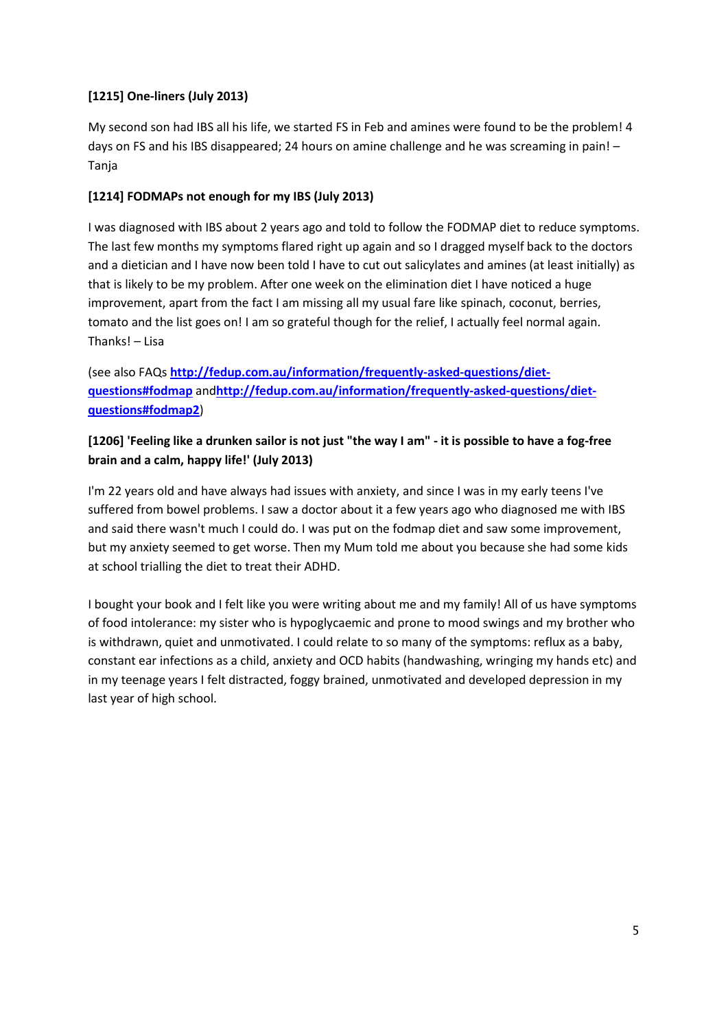**[1215] One-liners (July 2013)**

My second son had IBS all his life, we started FS in Feb and amines were found to be the problem! 4 days on FS and his IBS disappeared; 24 hours on amine challenge and he was screaming in pain! – Tanja

**[1214] FODMAPs not enough for my IBS (July 2013)**

I was diagnosed with IBS about 2 years ago and told to follow the FODMAP diet to reduce symptoms. The last few months my symptoms flared right up again and so I dragged myself back to the doctors and a dietician and I have now been told I have to cut out salicylates and amines (at least initially) as that is likely to be my problem. After one week on the elimination diet I have noticed a huge improvement, apart from the fact I am missing all my usual fare like spinach, coconut, berries, tomato and the list goes on! I am so grateful though for the relief, I actually feel normal again. Thanks! – Lisa

(see also FAQs **http://fedup.com.au/information/frequently-asked-questions/diet-questions#fodmap** and**http://fedup.com.au/information/frequently-asked-questions/diet-questions#fodmap2**)

**[1206] 'Feeling like a drunken sailor is not just "the way I am" - it is possible to have a fog-free brain and a calm, happy life!' (July 2013)**

I'm 22 years old and have always had issues with anxiety, and since I was in my early teens I've suffered from bowel problems. I saw a doctor about it a few years ago who diagnosed me with IBS and said there wasn't much I could do. I was put on the fodmap diet and saw some improvement, but my anxiety seemed to get worse. Then my Mum told me about you because she had some kids at school trialling the diet to treat their ADHD.

I bought your book and I felt like you were writing about me and my family! All of us have symptoms of food intolerance: my sister who is hypoglycaemic and prone to mood swings and my brother who is withdrawn, quiet and unmotivated. I could relate to so many of the symptoms: reflux as a baby, constant ear infections as a child, anxiety and OCD habits (handwashing, wringing my hands etc) and in my teenage years I felt distracted, foggy brained, unmotivated and developed depression in my last year of high school.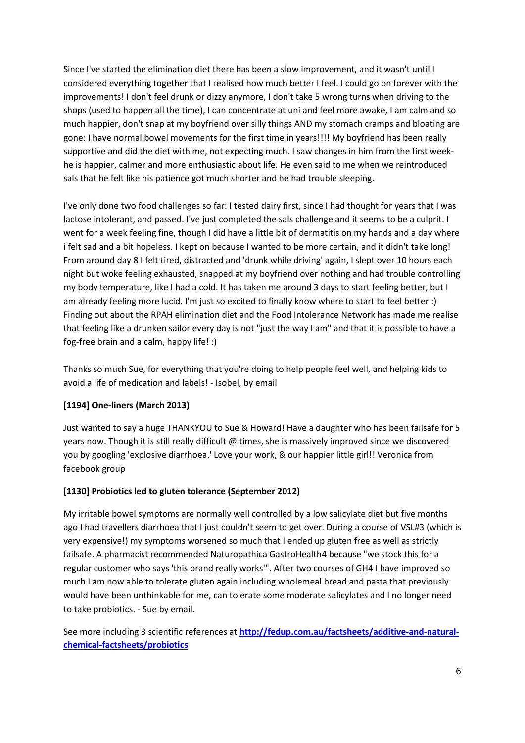Since I've started the elimination diet there has been a slow improvement, and it wasn't until I considered everything together that I realised how much better I feel. I could go on forever with the improvements! I don't feel drunk or dizzy anymore, I don't take 5 wrong turns when driving to the shops (used to happen all the time), I can concentrate at uni and feel more awake, I am calm and so much happier, don't snap at my boyfriend over silly things AND my stomach cramps and bloating are gone: I have normal bowel movements for the first time in years!!!! My boyfriend has been really supportive and did the diet with me, not expecting much. I saw changes in him from the first week- he is happier, calmer and more enthusiastic about life. He even said to me when we reintroduced sals that he felt like his patience got much shorter and he had trouble sleeping.

I've only done two food challenges so far: I tested dairy first, since I had thought for years that I was lactose intolerant, and passed. I've just completed the sals challenge and it seems to be a culprit. I went for a week feeling fine, though I did have a little bit of dermatitis on my hands and a day where i felt sad and a bit hopeless. I kept on because I wanted to be more certain, and it didn't take long! From around day 8 I felt tired, distracted and 'drunk while driving' again, I slept over 10 hours each night but woke feeling exhausted, snapped at my boyfriend over nothing and had trouble controlling my body temperature, like I had a cold. It has taken me around 3 days to start feeling better, but I am already feeling more lucid. I'm just so excited to finally know where to start to feel better :) Finding out about the RPAH elimination diet and the Food Intolerance Network has made me realise that feeling like a drunken sailor every day is not "just the way I am" and that it is possible to have a fog-free brain and a calm, happy life! :)

Thanks so much Sue, for everything that you're doing to help people feel well, and helping kids to avoid a life of medication and labels! - Isobel, by email

**[1194] One-liners (March 2013)**

Just wanted to say a huge THANKYOU to Sue & Howard! Have a daughter who has been failsafe for 5 years now. Though it is still really difficult @ times, she is massively improved since we discovered you by googling 'explosive diarrhoea.' Love your work, & our happier little girl!! Veronica from facebook group

**[1130] Probiotics led to gluten tolerance (September 2012)**

My irritable bowel symptoms are normally well controlled by a low salicylate diet but five months ago I had travellers diarrhoea that I just couldn't seem to get over. During a course of VSL#3 (which is very expensive!) my symptoms worsened so much that I ended up gluten free as well as strictly failsafe. A pharmacist recommended Naturopathica GastroHealth4 because "we stock this for a regular customer who says 'this brand really works'". After two courses of GH4 I have improved so much I am now able to tolerate gluten again including wholemeal bread and pasta that previously would have been unthinkable for me, can tolerate some moderate salicylates and I no longer need to take probiotics. - Sue by email.

See more including 3 scientific references at **[http://fedup.com.au/factsheets/additive-and-natural-chemical-factsheets/probiotics](http://fedup.com.au/factsheets/additive-and-natural-chemical-factsheets/probiotics)**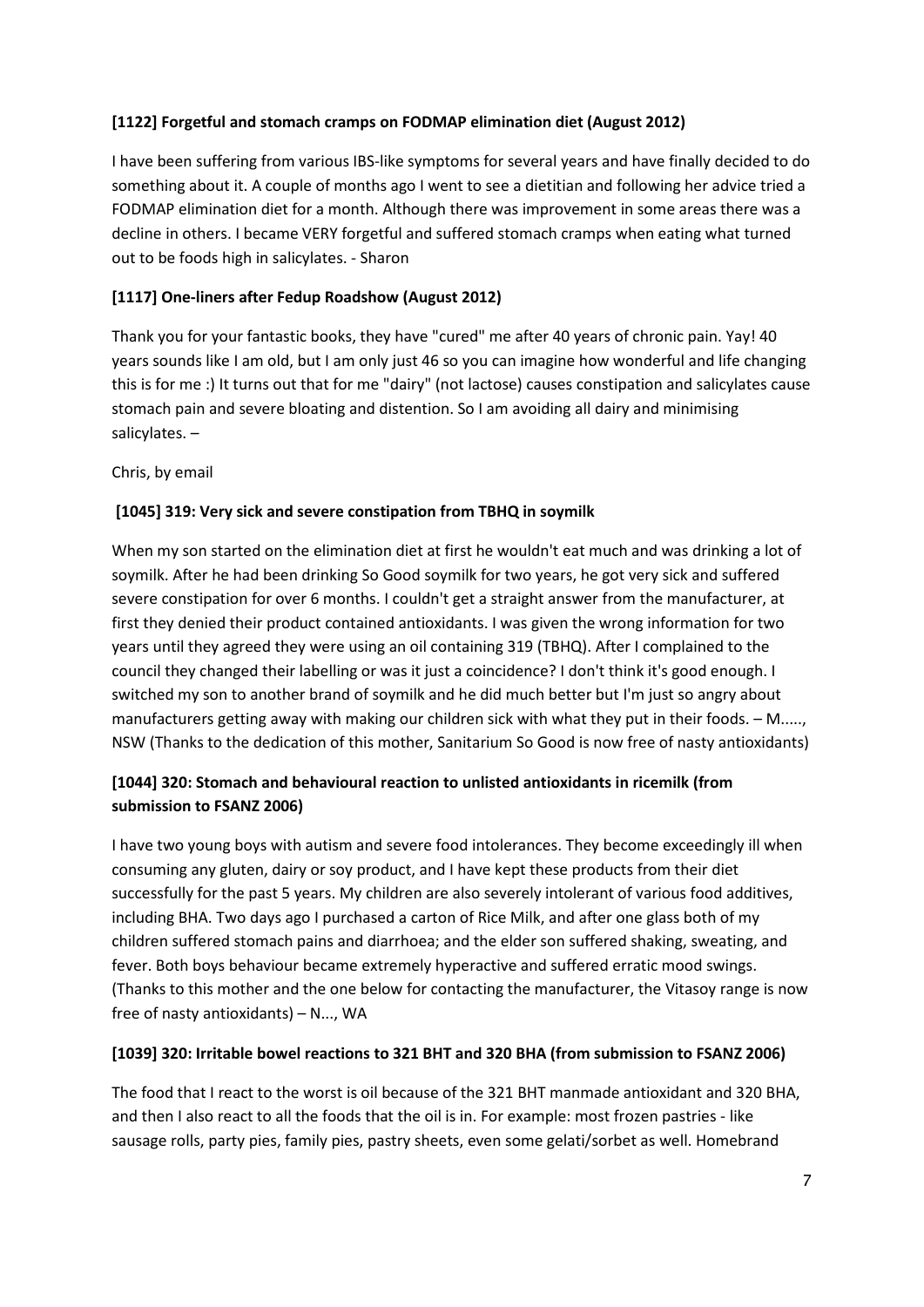**[1122] Forgetful and stomach cramps on FODMAP elimination diet (August 2012)**

I have been suffering from various IBS-like symptoms for several years and have finally decided to do something about it. A couple of months ago I went to see a dietitian and following her advice tried a FODMAP elimination diet for a month. Although there was improvement in some areas there was a decline in others. I became VERY forgetful and suffered stomach cramps when eating what turned out to be foods high in salicylates. - Sharon

**[1117] One-liners after Fedup Roadshow (August 2012)**

Thank you for your fantastic books, they have "cured" me after 40 years of chronic pain. Yay! 40 years sounds like I am old, but I am only just 46 so you can imagine how wonderful and life changing this is for me :) It turns out that for me "dairy" (not lactose) causes constipation and salicylates cause stomach pain and severe bloating and distention. So I am avoiding all dairy and minimising salicylates. –

Chris, by email

**[1045] 319: Very sick and severe constipation from TBHQ in soymilk**

When my son started on the elimination diet at first he wouldn't eat much and was drinking a lot of soymilk. After he had been drinking So Good soymilk for two years, he got very sick and suffered severe constipation for over 6 months. I couldn't get a straight answer from the manufacturer, at first they denied their product contained antioxidants. I was given the wrong information for two years until they agreed they were using an oil containing 319 (TBHQ). After I complained to the council they changed their labelling or was it just a coincidence? I don't think it's good enough. I switched my son to another brand of soymilk and he did much better but I'm just so angry about manufacturers getting away with making our children sick with what they put in their foods. – M....., NSW (Thanks to the dedication of this mother, Sanitarium So Good is now free of nasty antioxidants)

**[1044] 320: Stomach and behavioural reaction to unlisted antioxidants in ricemilk (from submission to FSANZ 2006)**

I have two young boys with autism and severe food intolerances. They become exceedingly ill when consuming any gluten, dairy or soy product, and I have kept these products from their diet successfully for the past 5 years. My children are also severely intolerant of various food additives, including BHA. Two days ago I purchased a carton of Rice Milk, and after one glass both of my children suffered stomach pains and diarrhoea; and the elder son suffered shaking, sweating, and fever. Both boys behaviour became extremely hyperactive and suffered erratic mood swings. (Thanks to this mother and the one below for contacting the manufacturer, the Vitasoy range is now free of nasty antioxidants) – N..., WA

**[1039] 320: Irritable bowel reactions to 321 BHT and 320 BHA (from submission to FSANZ 2006)**

The food that I react to the worst is oil because of the 321 BHT manmade antioxidant and 320 BHA, and then I also react to all the foods that the oil is in. For example: most frozen pastries - like sausage rolls, party pies, family pies, pastry sheets, even some gelati/sorbet as well. Homebrand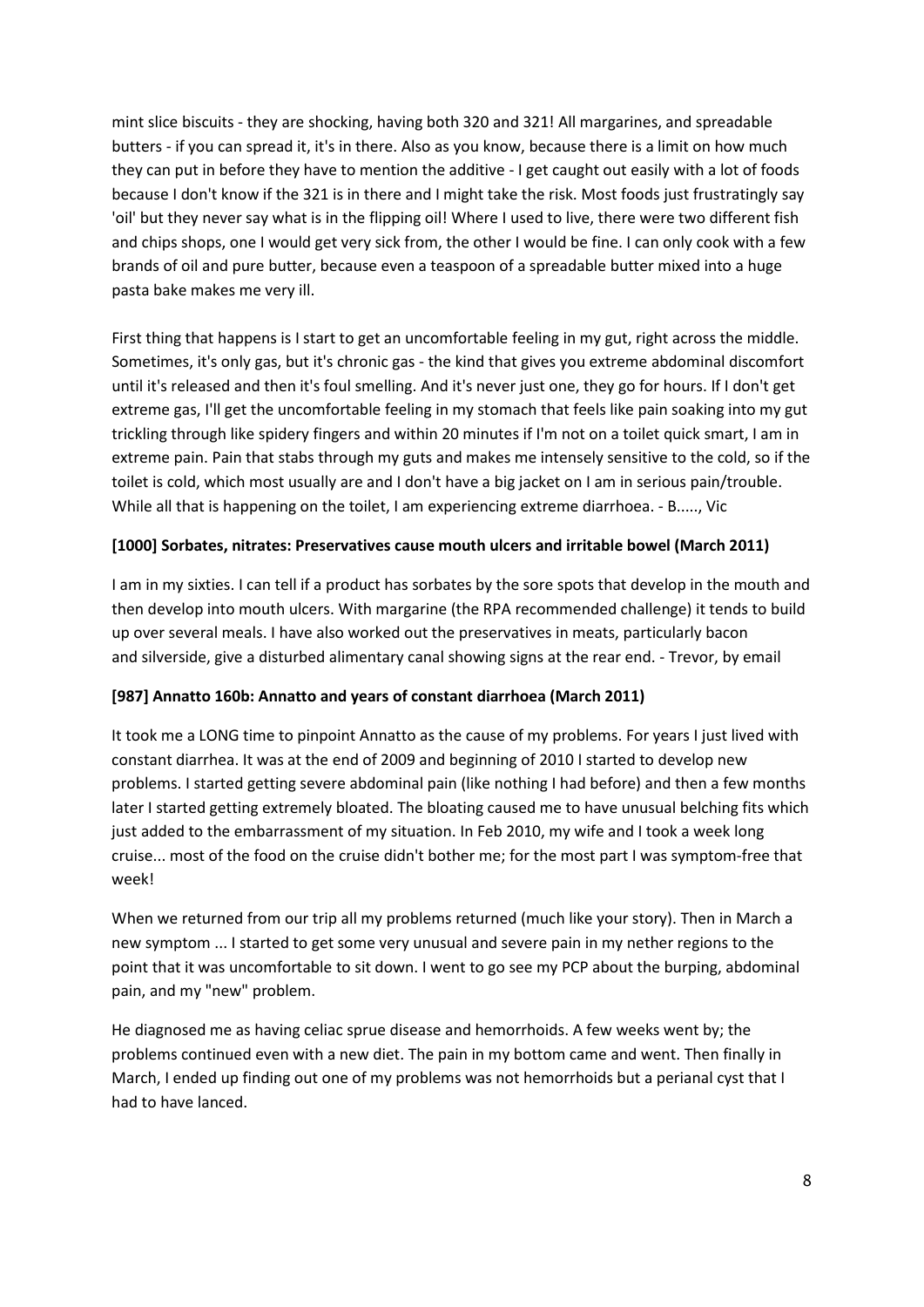mint slice biscuits - they are shocking, having both 320 and 321! All margarines, and spreadable butters - if you can spread it, it's in there. Also as you know, because there is a limit on how much they can put in before they have to mention the additive - I get caught out easily with a lot of foods because I don't know if the 321 is in there and I might take the risk. Most foods just frustratingly say 'oil' but they never say what is in the flipping oil! Where I used to live, there were two different fish and chips shops, one I would get very sick from, the other I would be fine. I can only cook with a few brands of oil and pure butter, because even a teaspoon of a spreadable butter mixed into a huge pasta bake makes me very ill.

First thing that happens is I start to get an uncomfortable feeling in my gut, right across the middle. Sometimes, it's only gas, but it's chronic gas - the kind that gives you extreme abdominal discomfort until it's released and then it's foul smelling. And it's never just one, they go for hours. If I don't get extreme gas, I'll get the uncomfortable feeling in my stomach that feels like pain soaking into my gut trickling through like spidery fingers and within 20 minutes if I'm not on a toilet quick smart, I am in extreme pain. Pain that stabs through my guts and makes me intensely sensitive to the cold, so if the toilet is cold, which most usually are and I don't have a big jacket on I am in serious pain/trouble. While all that is happening on the toilet, I am experiencing extreme diarrhoea. - B....., Vic

**[1000] Sorbates, nitrates: Preservatives cause mouth ulcers and irritable bowel (March 2011)**

I am in my sixties. I can tell if a product has sorbates by the sore spots that develop in the mouth and then develop into mouth ulcers. With margarine (the RPA recommended challenge) it tends to build up over several meals. I have also worked out the preservatives in meats, particularly bacon and silverside, give a disturbed alimentary canal showing signs at the rear end. - Trevor, by email

**[987] Annatto 160b: Annatto and years of constant diarrhoea (March 2011)**

It took me a LONG time to pinpoint Annatto as the cause of my problems. For years I just lived with constant diarrhea. It was at the end of 2009 and beginning of 2010 I started to develop new problems. I started getting severe abdominal pain (like nothing I had before) and then a few months later I started getting extremely bloated. The bloating caused me to have unusual belching fits which just added to the embarrassment of my situation. In Feb 2010, my wife and I took a week long cruise... most of the food on the cruise didn't bother me; for the most part I was symptom-free that week!

When we returned from our trip all my problems returned (much like your story). Then in March a new symptom ... I started to get some very unusual and severe pain in my nether regions to the point that it was uncomfortable to sit down. I went to go see my PCP about the burping, abdominal pain, and my "new" problem.

He diagnosed me as having celiac sprue disease and hemorrhoids. A few weeks went by; the problems continued even with a new diet. The pain in my bottom came and went. Then finally in March, I ended up finding out one of my problems was not hemorrhoids but a perianal cyst that I had to have lanced.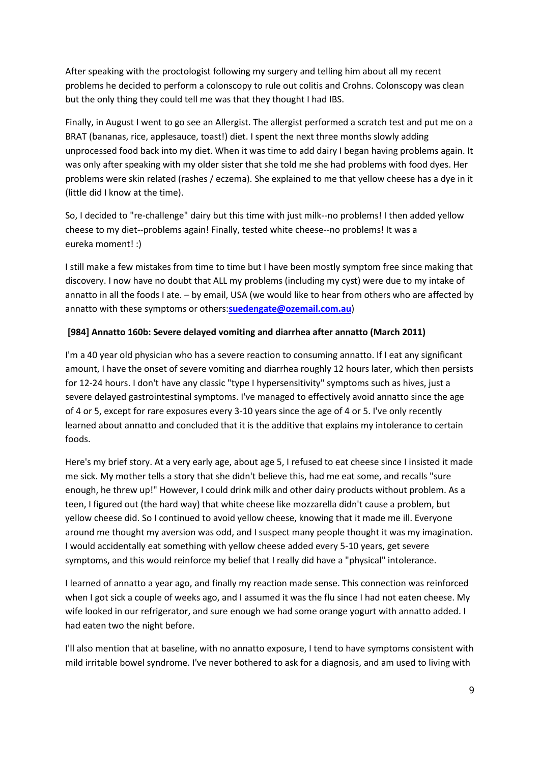After speaking with the proctologist following my surgery and telling him about all my recent problems he decided to perform a colonscopy to rule out colitis and Crohns. Colonscopy was clean but the only thing they could tell me was that they thought I had IBS.

Finally, in August I went to go see an Allergist. The allergist performed a scratch test and put me on a BRAT (bananas, rice, applesauce, toast!) diet. I spent the next three months slowly adding unprocessed food back into my diet. When it was time to add dairy I began having problems again. It was only after speaking with my older sister that she told me she had problems with food dyes. Her problems were skin related (rashes / eczema). She explained to me that yellow cheese has a dye in it (little did I know at the time).

So, I decided to "re-challenge" dairy but this time with just milk--no problems! I then added yellow cheese to my diet--problems again! Finally, tested white cheese--no problems! It was a eureka moment! :)

I still make a few mistakes from time to time but I have been mostly symptom free since making that discovery. I now have no doubt that ALL my problems (including my cyst) were due to my intake of annatto in all the foods I ate. – by email, USA (we would like to hear from others who are affected by annatto with these symptoms or others:**suedengate@ozemail.com.au**)

### [984] Annatto 160b: Severe delayed vomiting and diarrhea after annatto (March 2011)

I'm a 40 year old physician who has a severe reaction to consuming annatto. If I eat any significant amount, I have the onset of severe vomiting and diarrhea roughly 12 hours later, which then persists for 12-24 hours. I don't have any classic "type I hypersensitivity" symptoms such as hives, just a severe delayed gastrointestinal symptoms. I've managed to effectively avoid annatto since the age of 4 or 5, except for rare exposures every 3-10 years since the age of 4 or 5. I've only recently learned about annatto and concluded that it is the additive that explains my intolerance to certain foods.

Here's my brief story. At a very early age, about age 5, I refused to eat cheese since I insisted it made me sick. My mother tells a story that she didn't believe this, had me eat some, and recalls "sure enough, he threw up!" However, I could drink milk and other dairy products without problem. As a teen, I figured out (the hard way) that white cheese like mozzarella didn't cause a problem, but yellow cheese did. So I continued to avoid yellow cheese, knowing that it made me ill. Everyone around me thought my aversion was odd, and I suspect many people thought it was my imagination. I would accidentally eat something with yellow cheese added every 5-10 years, get severe symptoms, and this would reinforce my belief that I really did have a "physical" intolerance.

I learned of annatto a year ago, and finally my reaction made sense. This connection was reinforced when I got sick a couple of weeks ago, and I assumed it was the flu since I had not eaten cheese. My wife looked in our refrigerator, and sure enough we had some orange yogurt with annatto added. I had eaten two the night before.

I'll also mention that at baseline, with no annatto exposure, I tend to have symptoms consistent with mild irritable bowel syndrome. I've never bothered to ask for a diagnosis, and am used to living with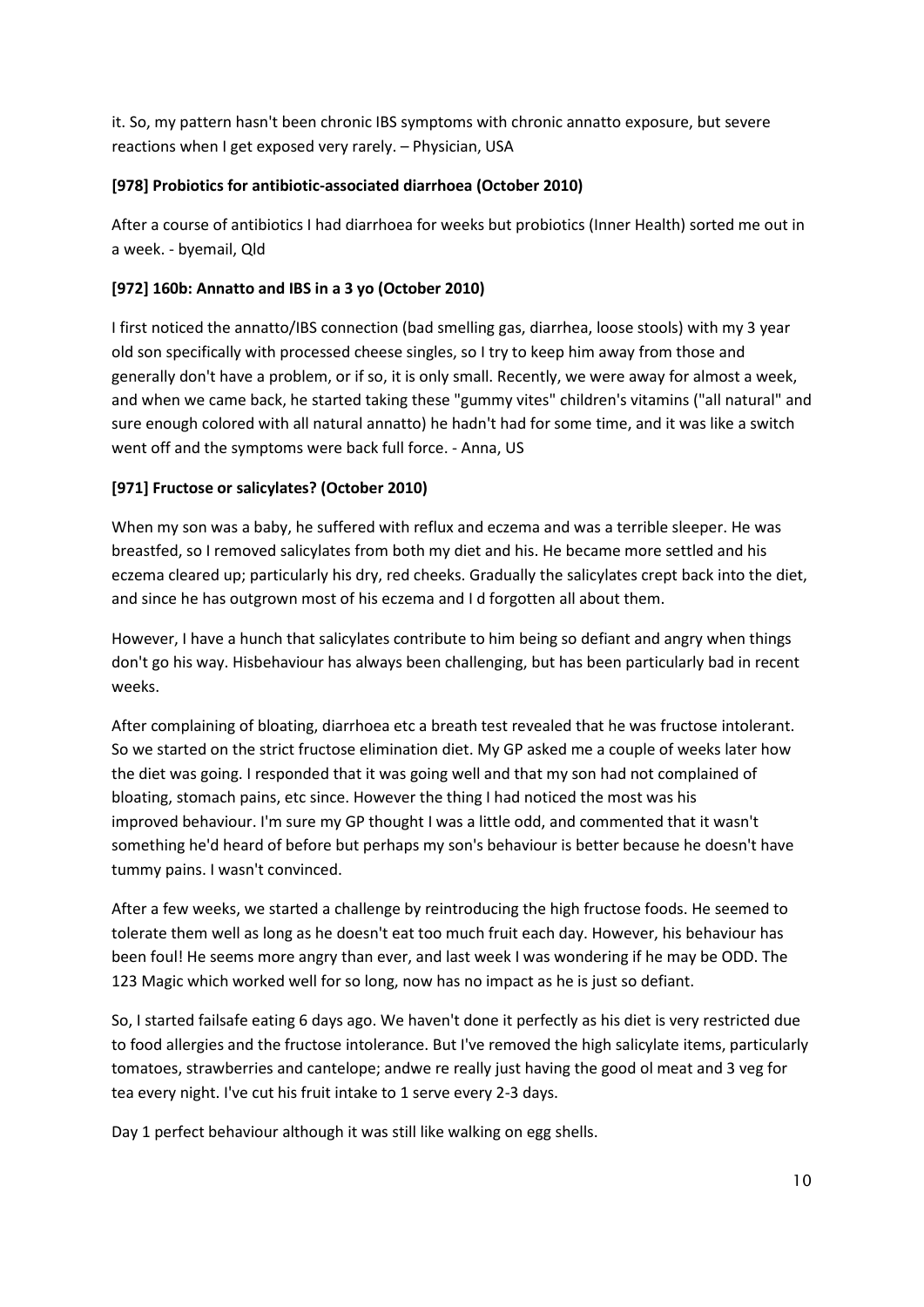it. So, my pattern hasn't been chronic IBS symptoms with chronic annatto exposure, but severe reactions when I get exposed very rarely. – Physician, USA

**[978] Probiotics for antibiotic-associated diarrhoea (October 2010)**

After a course of antibiotics I had diarrhoea for weeks but probiotics (Inner Health) sorted me out in a week. - byemail, Qld

**[972] 160b: Annatto and IBS in a 3 yo (October 2010)**

I first noticed the annatto/IBS connection (bad smelling gas, diarrhea, loose stools) with my 3 year old son specifically with processed cheese singles, so I try to keep him away from those and generally don't have a problem, or if so, it is only small. Recently, we were away for almost a week, and when we came back, he started taking these "gummy vites" children's vitamins ("all natural" and sure enough colored with all natural annatto) he hadn't had for some time, and it was like a switch went off and the symptoms were back full force. - Anna, US

**[971] Fructose or salicylates? (October 2010)**

When my son was a baby, he suffered with reflux and eczema and was a terrible sleeper. He was breastfed, so I removed salicylates from both my diet and his. He became more settled and his eczema cleared up; particularly his dry, red cheeks. Gradually the salicylates crept back into the diet, and since he has outgrown most of his eczema and I d forgotten all about them.

However, I have a hunch that salicylates contribute to him being so defiant and angry when things don't go his way. Hisbehaviour has always been challenging, but has been particularly bad in recent weeks.

After complaining of bloating, diarrhoea etc a breath test revealed that he was fructose intolerant. So we started on the strict fructose elimination diet. My GP asked me a couple of weeks later how the diet was going. I responded that it was going well and that my son had not complained of bloating, stomach pains, etc since. However the thing I had noticed the most was his improved behaviour. I'm sure my GP thought I was a little odd, and commented that it wasn't something he'd heard of before but perhaps my son's behaviour is better because he doesn't have tummy pains. I wasn't convinced.

After a few weeks, we started a challenge by reintroducing the high fructose foods. He seemed to tolerate them well as long as he doesn't eat too much fruit each day. However, his behaviour has been foul! He seems more angry than ever, and last week I was wondering if he may be ODD. The 123 Magic which worked well for so long, now has no impact as he is just so defiant.

So, I started failsafe eating 6 days ago. We haven't done it perfectly as his diet is very restricted due to food allergies and the fructose intolerance. But I've removed the high salicylate items, particularly tomatoes, strawberries and cantelope; andwe re really just having the good ol meat and 3 veg for tea every night. I've cut his fruit intake to 1 serve every 2-3 days.

Day 1 perfect behaviour although it was still like walking on egg shells.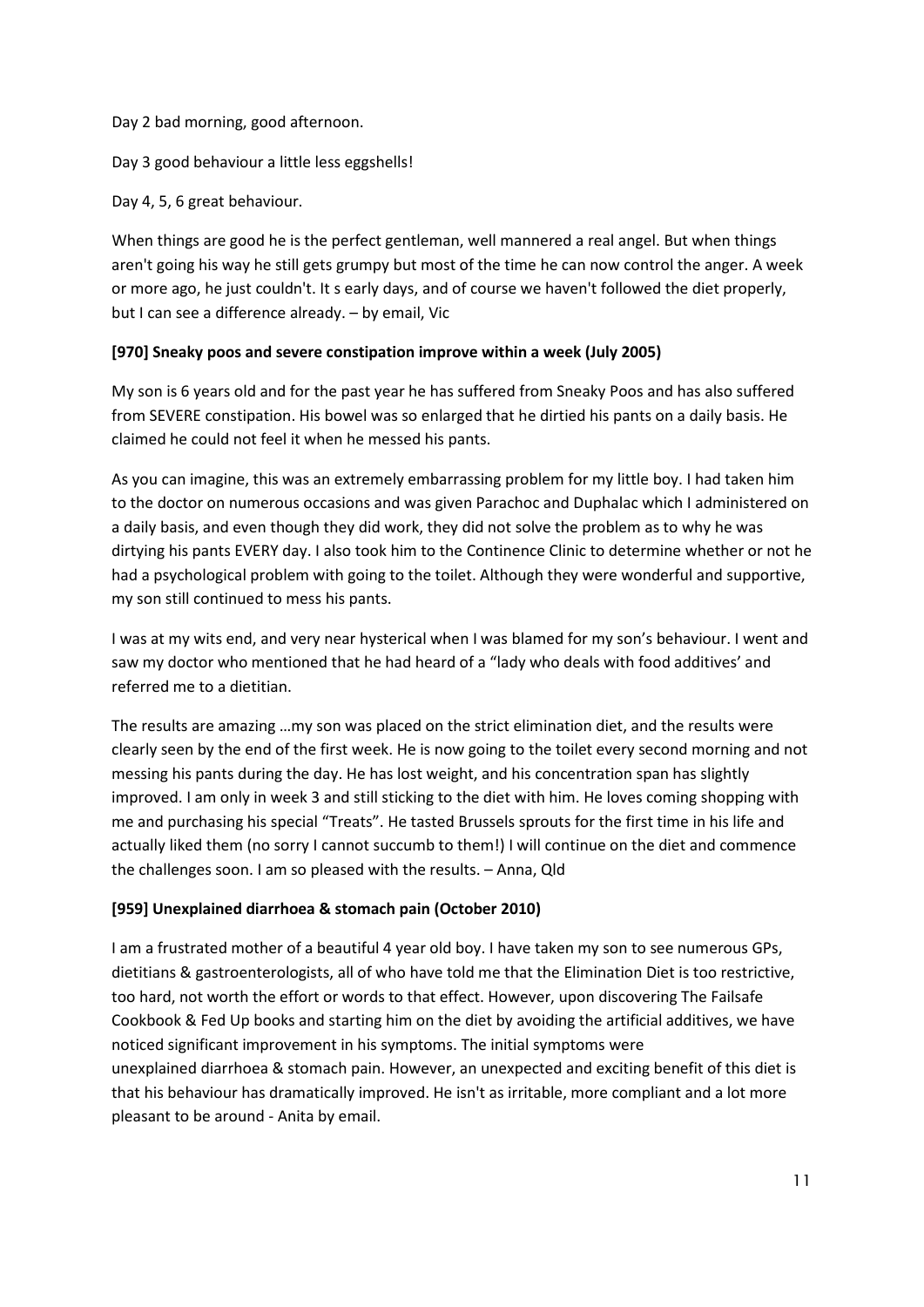Day 2 bad morning, good afternoon.

Day 3 good behaviour a little less eggshells!

Day 4, 5, 6 great behaviour.

When things are good he is the perfect gentleman, well mannered a real angel. But when things aren't going his way he still gets grumpy but most of the time he can now control the anger. A week or more ago, he just couldn't. It s early days, and of course we haven't followed the diet properly, but I can see a difference already. – by email, Vic

**[970] Sneaky poos and severe constipation improve within a week (July 2005)**

My son is 6 years old and for the past year he has suffered from Sneaky Poos and has also suffered from SEVERE constipation. His bowel was so enlarged that he dirtied his pants on a daily basis. He claimed he could not feel it when he messed his pants.

As you can imagine, this was an extremely embarrassing problem for my little boy. I had taken him to the doctor on numerous occasions and was given Parachoc and Duphalac which I administered on a daily basis, and even though they did work, they did not solve the problem as to why he was dirtying his pants EVERY day. I also took him to the Continence Clinic to determine whether or not he had a psychological problem with going to the toilet. Although they were wonderful and supportive, my son still continued to mess his pants.

I was at my wits end, and very near hysterical when I was blamed for my son's behaviour. I went and saw my doctor who mentioned that he had heard of a "lady who deals with food additives' and referred me to a dietitian.

The results are amazing …my son was placed on the strict elimination diet, and the results were clearly seen by the end of the first week. He is now going to the toilet every second morning and not messing his pants during the day. He has lost weight, and his concentration span has slightly improved. I am only in week 3 and still sticking to the diet with him. He loves coming shopping with me and purchasing his special "Treats". He tasted Brussels sprouts for the first time in his life and actually liked them (no sorry I cannot succumb to them!) I will continue on the diet and commence the challenges soon. I am so pleased with the results. – Anna, Qld

**[959] Unexplained diarrhoea & stomach pain (October 2010)**

I am a frustrated mother of a beautiful 4 year old boy. I have taken my son to see numerous GPs, dietitians & gastroenterologists, all of who have told me that the Elimination Diet is too restrictive, too hard, not worth the effort or words to that effect. However, upon discovering The Failsafe Cookbook & Fed Up books and starting him on the diet by avoiding the artificial additives, we have noticed significant improvement in his symptoms. The initial symptoms were unexplained diarrhoea & stomach pain. However, an unexpected and exciting benefit of this diet is that his behaviour has dramatically improved. He isn't as irritable, more compliant and a lot more pleasant to be around - Anita by email.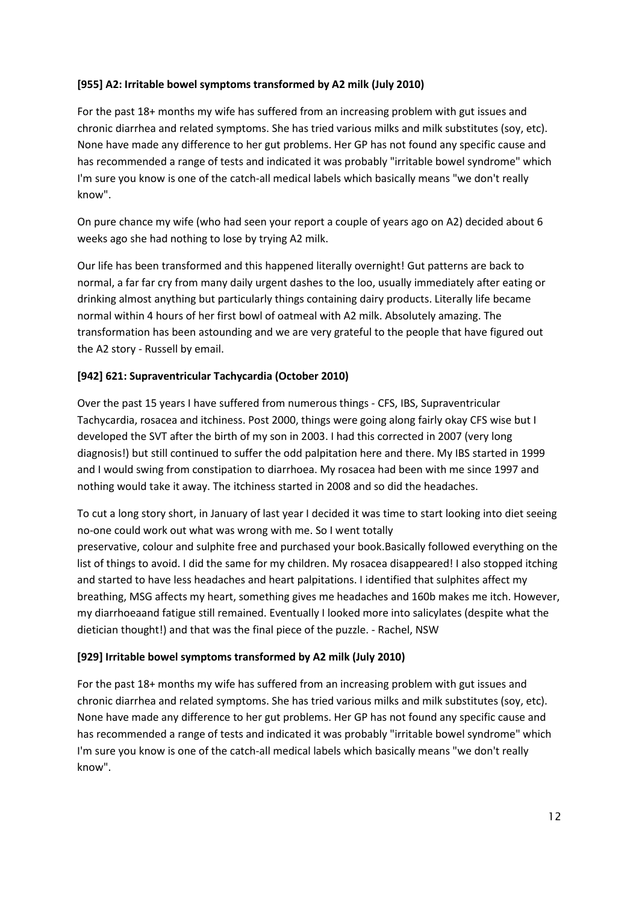**[955] A2: Irritable bowel symptoms transformed by A2 milk (July 2010)**

For the past 18+ months my wife has suffered from an increasing problem with gut issues and chronic diarrhea and related symptoms. She has tried various milks and milk substitutes (soy, etc). None have made any difference to her gut problems. Her GP has not found any specific cause and has recommended a range of tests and indicated it was probably "irritable bowel syndrome" which I'm sure you know is one of the catch-all medical labels which basically means "we don't really know".

On pure chance my wife (who had seen your report a couple of years ago on A2) decided about 6 weeks ago she had nothing to lose by trying A2 milk.

Our life has been transformed and this happened literally overnight! Gut patterns are back to normal, a far far cry from many daily urgent dashes to the loo, usually immediately after eating or drinking almost anything but particularly things containing dairy products. Literally life became normal within 4 hours of her first bowl of oatmeal with A2 milk. Absolutely amazing. The transformation has been astounding and we are very grateful to the people that have figured out the A2 story - Russell by email.

**[942] 621: Supraventricular Tachycardia (October 2010)**

Over the past 15 years I have suffered from numerous things - CFS, IBS, Supraventricular Tachycardia, rosacea and itchiness. Post 2000, things were going along fairly okay CFS wise but I developed the SVT after the birth of my son in 2003. I had this corrected in 2007 (very long diagnosis!) but still continued to suffer the odd palpitation here and there. My IBS started in 1999 and I would swing from constipation to diarrhoea. My rosacea had been with me since 1997 and nothing would take it away. The itchiness started in 2008 and so did the headaches.

To cut a long story short, in January of last year I decided it was time to start looking into diet seeing no-one could work out what was wrong with me. So I went totally preservative, colour and sulphite free and purchased your book.Basically followed everything on the list of things to avoid. I did the same for my children. My rosacea disappeared! I also stopped itching and started to have less headaches and heart palpitations. I identified that sulphites affect my breathing, MSG affects my heart, something gives me headaches and 160b makes me itch. However, my diarrhoeaand fatigue still remained. Eventually I looked more into salicylates (despite what the dietician thought!) and that was the final piece of the puzzle. - Rachel, NSW

**[929] Irritable bowel symptoms transformed by A2 milk (July 2010)**

For the past 18+ months my wife has suffered from an increasing problem with gut issues and chronic diarrhea and related symptoms. She has tried various milks and milk substitutes (soy, etc). None have made any difference to her gut problems. Her GP has not found any specific cause and has recommended a range of tests and indicated it was probably "irritable bowel syndrome" which I'm sure you know is one of the catch-all medical labels which basically means "we don't really know".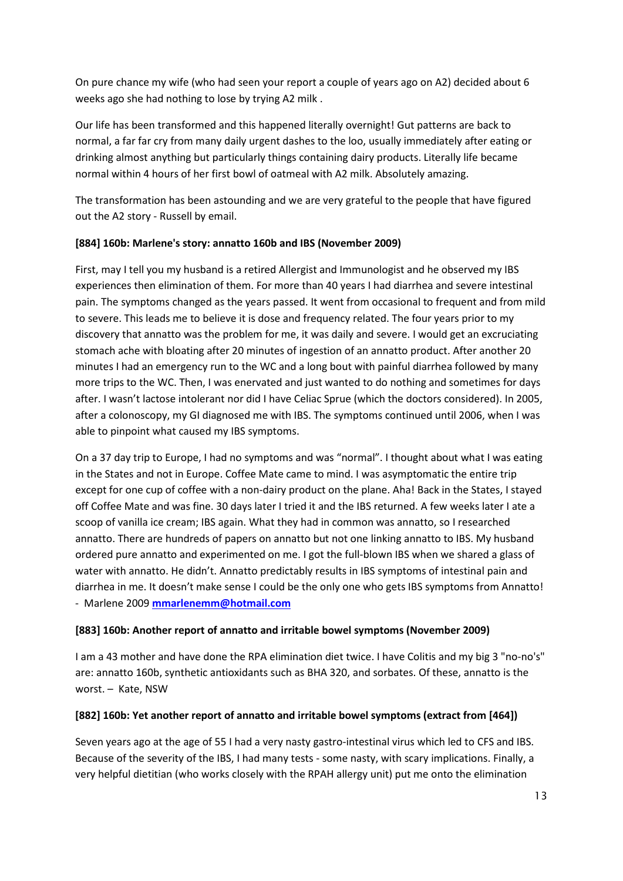On pure chance my wife (who had seen your report a couple of years ago on A2) decided about 6 weeks ago she had nothing to lose by trying A2 milk .

Our life has been transformed and this happened literally overnight! Gut patterns are back to normal, a far far cry from many daily urgent dashes to the loo, usually immediately after eating or drinking almost anything but particularly things containing dairy products. Literally life became normal within 4 hours of her first bowl of oatmeal with A2 milk. Absolutely amazing.

The transformation has been astounding and we are very grateful to the people that have figured out the A2 story - Russell by email.

#### [884] 160b: Marlene's story: annatto 160b and IBS (November 2009)

First, may I tell you my husband is a retired Allergist and Immunologist and he observed my IBS experiences then elimination of them. For more than 40 years I had diarrhea and severe intestinal pain. The symptoms changed as the years passed. It went from occasional to frequent and from mild to severe. This leads me to believe it is dose and frequency related. The four years prior to my discovery that annatto was the problem for me, it was daily and severe. I would get an excruciating stomach ache with bloating after 20 minutes of ingestion of an annatto product. After another 20 minutes I had an emergency run to the WC and a long bout with painful diarrhea followed by many more trips to the WC. Then, I was enervated and just wanted to do nothing and sometimes for days after. I wasn't lactose intolerant nor did I have Celiac Sprue (which the doctors considered). In 2005, after a colonoscopy, my GI diagnosed me with IBS. The symptoms continued until 2006, when I was able to pinpoint what caused my IBS symptoms.

On a 37 day trip to Europe, I had no symptoms and was "normal". I thought about what I was eating in the States and not in Europe. Coffee Mate came to mind. I was asymptomatic the entire trip except for one cup of coffee with a non-dairy product on the plane. Aha! Back in the States, I stayed off Coffee Mate and was fine. 30 days later I tried it and the IBS returned. A few weeks later I ate a scoop of vanilla ice cream; IBS again. What they had in common was annatto, so I researched annatto. There are hundreds of papers on annatto but not one linking annatto to IBS. My husband ordered pure annatto and experimented on me. I got the full-blown IBS when we shared a glass of water with annatto. He didn't. Annatto predictably results in IBS symptoms of intestinal pain and diarrhea in me. It doesn't make sense I could be the only one who gets IBS symptoms from Annatto! - Marlene 2009 **mmarlenemm@hotmail.com**

#### [883] 160b: Another report of annatto and irritable bowel symptoms (November 2009)

I am a 43 mother and have done the RPA elimination diet twice. I have Colitis and my big 3 "no-no's" are: annatto 160b, synthetic antioxidants such as BHA 320, and sorbates. Of these, annatto is the worst. – Kate, NSW

#### [882] 160b: Yet another report of annatto and irritable bowel symptoms (extract from [464])

Seven years ago at the age of 55 I had a very nasty gastro-intestinal virus which led to CFS and IBS. Because of the severity of the IBS, I had many tests - some nasty, with scary implications. Finally, a very helpful dietitian (who works closely with the RPAH allergy unit) put me onto the elimination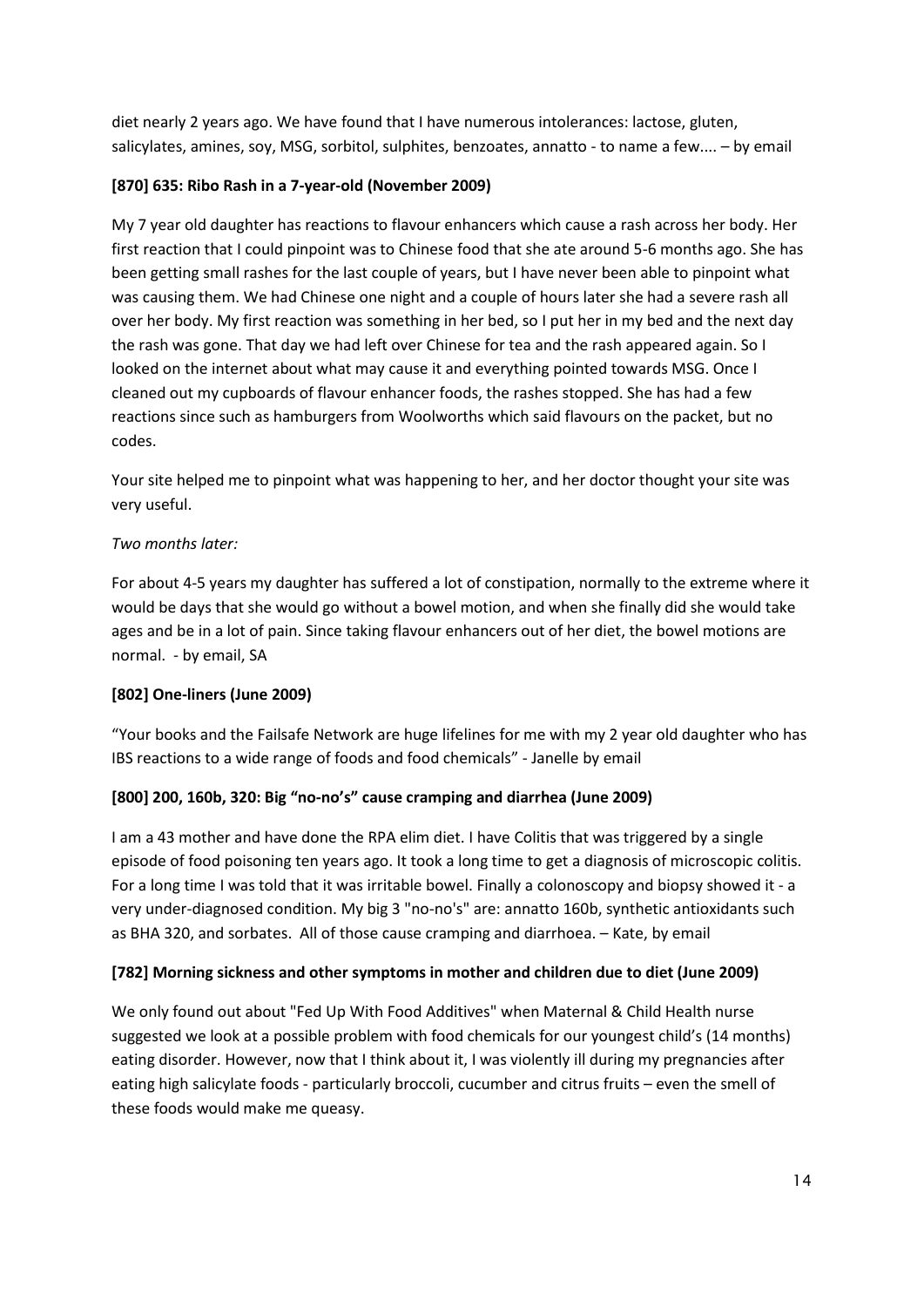diet nearly 2 years ago. We have found that I have numerous intolerances: lactose, gluten, salicylates, amines, soy, MSG, sorbitol, sulphites, benzoates, annatto - to name a few.... – by email

**[870] 635: Ribo Rash in a 7-year-old (November 2009)**

My 7 year old daughter has reactions to flavour enhancers which cause a rash across her body. Her first reaction that I could pinpoint was to Chinese food that she ate around 5-6 months ago. She has been getting small rashes for the last couple of years, but I have never been able to pinpoint what was causing them. We had Chinese one night and a couple of hours later she had a severe rash all over her body. My first reaction was something in her bed, so I put her in my bed and the next day the rash was gone. That day we had left over Chinese for tea and the rash appeared again. So I looked on the internet about what may cause it and everything pointed towards MSG. Once I cleaned out my cupboards of flavour enhancer foods, the rashes stopped. She has had a few reactions since such as hamburgers from Woolworths which said flavours on the packet, but no codes.

Your site helped me to pinpoint what was happening to her, and her doctor thought your site was very useful.

*Two months later:*

For about 4-5 years my daughter has suffered a lot of constipation, normally to the extreme where it would be days that she would go without a bowel motion, and when she finally did she would take ages and be in a lot of pain. Since taking flavour enhancers out of her diet, the bowel motions are normal. - by email, SA

**[802] One-liners (June 2009)**

"Your books and the Failsafe Network are huge lifelines for me with my 2 year old daughter who has IBS reactions to a wide range of foods and food chemicals" - Janelle by email

**[800] 200, 160b, 320: Big "no-no's" cause cramping and diarrhea (June 2009)**

I am a 43 mother and have done the RPA elim diet. I have Colitis that was triggered by a single episode of food poisoning ten years ago. It took a long time to get a diagnosis of microscopic colitis. For a long time I was told that it was irritable bowel. Finally a colonoscopy and biopsy showed it - a very under-diagnosed condition. My big 3 "no-no's" are: annatto 160b, synthetic antioxidants such as BHA 320, and sorbates. All of those cause cramping and diarrhoea. – Kate, by email

**[782] Morning sickness and other symptoms in mother and children due to diet (June 2009)**

We only found out about "Fed Up With Food Additives" when Maternal & Child Health nurse suggested we look at a possible problem with food chemicals for our youngest child's (14 months) eating disorder. However, now that I think about it, I was violently ill during my pregnancies after eating high salicylate foods - particularly broccoli, cucumber and citrus fruits – even the smell of these foods would make me queasy.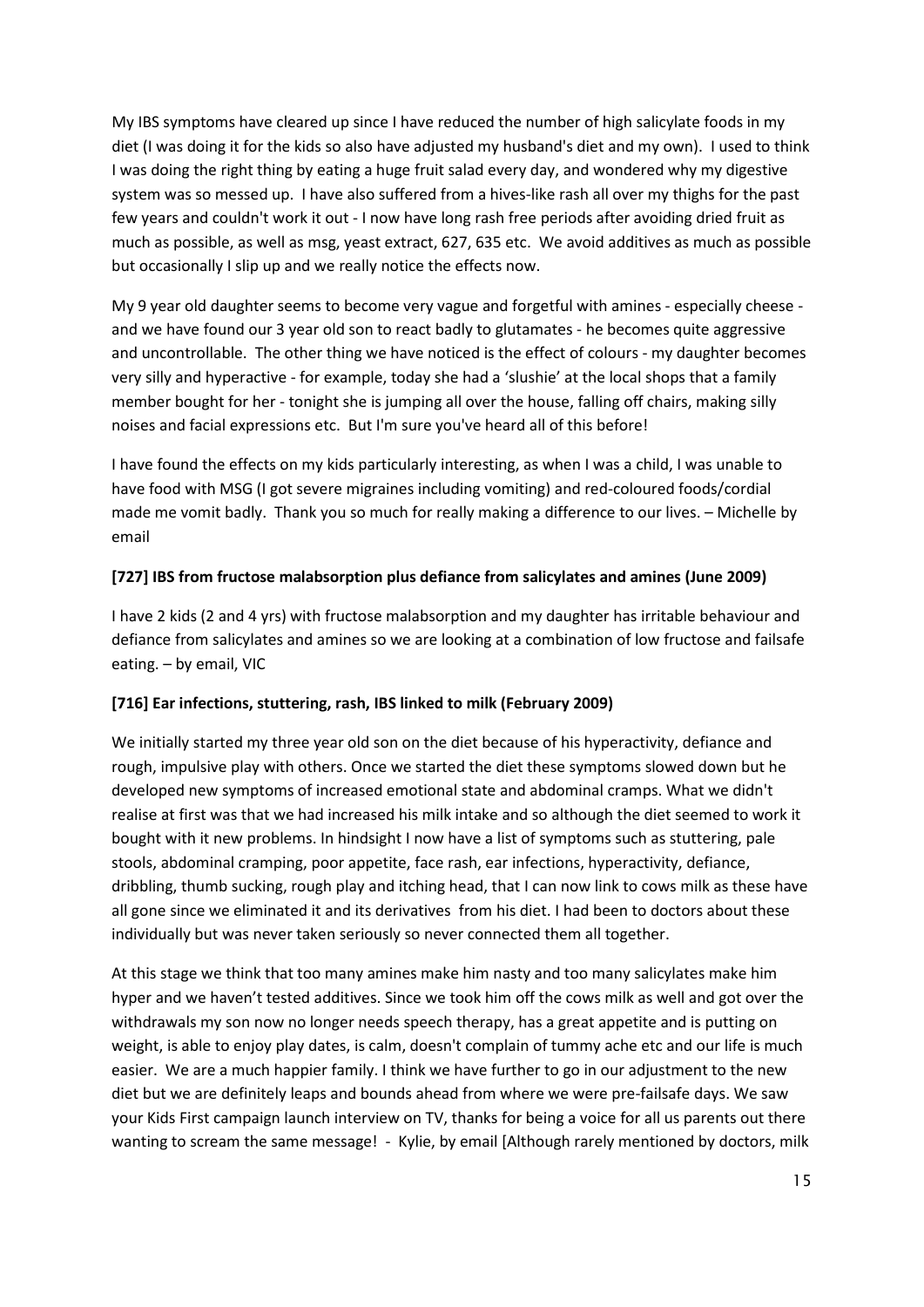My IBS symptoms have cleared up since I have reduced the number of high salicylate foods in my diet (I was doing it for the kids so also have adjusted my husband's diet and my own). I used to think I was doing the right thing by eating a huge fruit salad every day, and wondered why my digestive system was so messed up. I have also suffered from a hives-like rash all over my thighs for the past few years and couldn't work it out - I now have long rash free periods after avoiding dried fruit as much as possible, as well as msg, yeast extract, 627, 635 etc. We avoid additives as much as possible but occasionally I slip up and we really notice the effects now.

My 9 year old daughter seems to become very vague and forgetful with amines - especially cheese - and we have found our 3 year old son to react badly to glutamates - he becomes quite aggressive and uncontrollable. The other thing we have noticed is the effect of colours - my daughter becomes very silly and hyperactive - for example, today she had a 'slushie' at the local shops that a family member bought for her - tonight she is jumping all over the house, falling off chairs, making silly noises and facial expressions etc. But I'm sure you've heard all of this before!

I have found the effects on my kids particularly interesting, as when I was a child, I was unable to have food with MSG (I got severe migraines including vomiting) and red-coloured foods/cordial made me vomit badly. Thank you so much for really making a difference to our lives. – Michelle by email

**[727] IBS from fructose malabsorption plus defiance from salicylates and amines (June 2009)**

I have 2 kids (2 and 4 yrs) with fructose malabsorption and my daughter has irritable behaviour and defiance from salicylates and amines so we are looking at a combination of low fructose and failsafe eating. – by email, VIC

**[716] Ear infections, stuttering, rash, IBS linked to milk (February 2009)**

We initially started my three year old son on the diet because of his hyperactivity, defiance and rough, impulsive play with others. Once we started the diet these symptoms slowed down but he developed new symptoms of increased emotional state and abdominal cramps. What we didn't realise at first was that we had increased his milk intake and so although the diet seemed to work it bought with it new problems. In hindsight I now have a list of symptoms such as stuttering, pale stools, abdominal cramping, poor appetite, face rash, ear infections, hyperactivity, defiance, dribbling, thumb sucking, rough play and itching head, that I can now link to cows milk as these have all gone since we eliminated it and its derivatives from his diet. I had been to doctors about these individually but was never taken seriously so never connected them all together.

At this stage we think that too many amines make him nasty and too many salicylates make him hyper and we haven't tested additives. Since we took him off the cows milk as well and got over the withdrawals my son now no longer needs speech therapy, has a great appetite and is putting on weight, is able to enjoy play dates, is calm, doesn't complain of tummy ache etc and our life is much easier. We are a much happier family. I think we have further to go in our adjustment to the new diet but we are definitely leaps and bounds ahead from where we were pre-failsafe days. We saw your Kids First campaign launch interview on TV, thanks for being a voice for all us parents out there wanting to scream the same message! - Kylie, by email [Although rarely mentioned by doctors, milk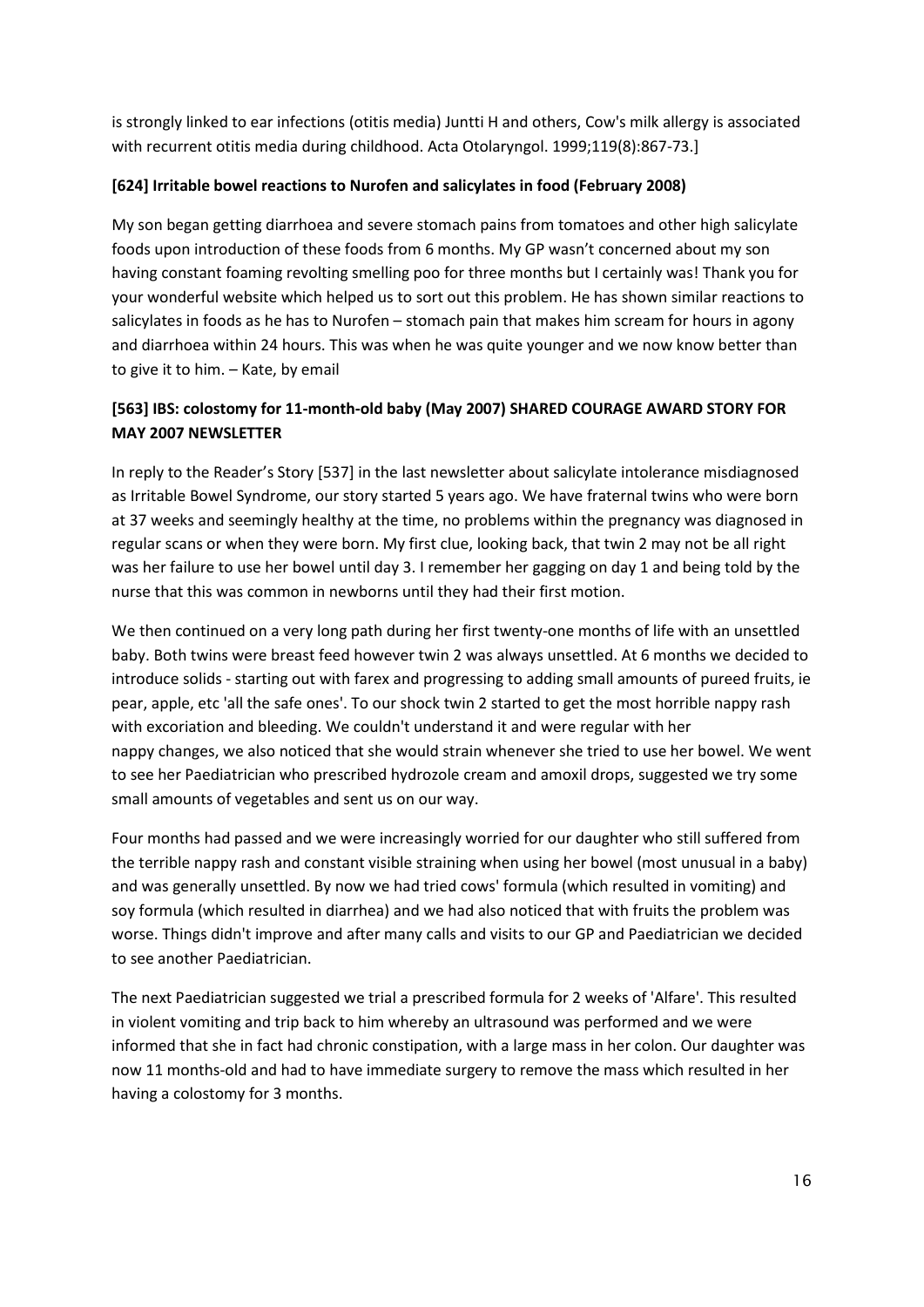is strongly linked to ear infections (otitis media) Juntti H and others, Cow's milk allergy is associated with recurrent otitis media during childhood. Acta Otolaryngol. 1999;119(8):867-73.]

**[624] Irritable bowel reactions to Nurofen and salicylates in food (February 2008)**

My son began getting diarrhoea and severe stomach pains from tomatoes and other high salicylate foods upon introduction of these foods from 6 months. My GP wasn't concerned about my son having constant foaming revolting smelling poo for three months but I certainly was! Thank you for your wonderful website which helped us to sort out this problem. He has shown similar reactions to salicylates in foods as he has to Nurofen – stomach pain that makes him scream for hours in agony and diarrhoea within 24 hours. This was when he was quite younger and we now know better than to give it to him. – Kate, by email

**[563] IBS: colostomy for 11-month-old baby (May 2007) SHARED COURAGE AWARD STORY FOR MAY 2007 NEWSLETTER**

In reply to the Reader's Story [537] in the last newsletter about salicylate intolerance misdiagnosed as Irritable Bowel Syndrome, our story started 5 years ago. We have fraternal twins who were born at 37 weeks and seemingly healthy at the time, no problems within the pregnancy was diagnosed in regular scans or when they were born. My first clue, looking back, that twin 2 may not be all right was her failure to use her bowel until day 3. I remember her gagging on day 1 and being told by the nurse that this was common in newborns until they had their first motion.

We then continued on a very long path during her first twenty-one months of life with an unsettled baby. Both twins were breast feed however twin 2 was always unsettled. At 6 months we decided to introduce solids - starting out with farex and progressing to adding small amounts of pureed fruits, ie pear, apple, etc 'all the safe ones'. To our shock twin 2 started to get the most horrible nappy rash with excoriation and bleeding. We couldn't understand it and were regular with her nappy changes, we also noticed that she would strain whenever she tried to use her bowel. We went to see her Paediatrician who prescribed hydrozole cream and amoxil drops, suggested we try some small amounts of vegetables and sent us on our way.

Four months had passed and we were increasingly worried for our daughter who still suffered from the terrible nappy rash and constant visible straining when using her bowel (most unusual in a baby) and was generally unsettled. By now we had tried cows' formula (which resulted in vomiting) and soy formula (which resulted in diarrhea) and we had also noticed that with fruits the problem was worse. Things didn't improve and after many calls and visits to our GP and Paediatrician we decided to see another Paediatrician.

The next Paediatrician suggested we trial a prescribed formula for 2 weeks of 'Alfare'. This resulted in violent vomiting and trip back to him whereby an ultrasound was performed and we were informed that she in fact had chronic constipation, with a large mass in her colon. Our daughter was now 11 months-old and had to have immediate surgery to remove the mass which resulted in her having a colostomy for 3 months.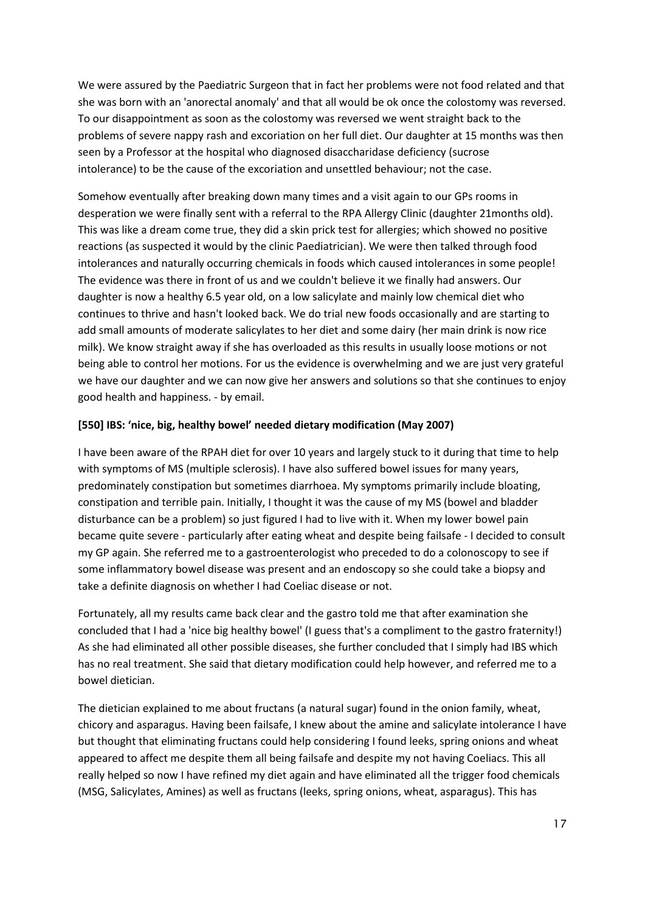We were assured by the Paediatric Surgeon that in fact her problems were not food related and that she was born with an 'anorectal anomaly' and that all would be ok once the colostomy was reversed. To our disappointment as soon as the colostomy was reversed we went straight back to the problems of severe nappy rash and excoriation on her full diet. Our daughter at 15 months was then seen by a Professor at the hospital who diagnosed disaccharidase deficiency (sucrose intolerance) to be the cause of the excoriation and unsettled behaviour; not the case.

Somehow eventually after breaking down many times and a visit again to our GPs rooms in desperation we were finally sent with a referral to the RPA Allergy Clinic (daughter 21months old). This was like a dream come true, they did a skin prick test for allergies; which showed no positive reactions (as suspected it would by the clinic Paediatrician). We were then talked through food intolerances and naturally occurring chemicals in foods which caused intolerances in some people! The evidence was there in front of us and we couldn't believe it we finally had answers. Our daughter is now a healthy 6.5 year old, on a low salicylate and mainly low chemical diet who continues to thrive and hasn't looked back. We do trial new foods occasionally and are starting to add small amounts of moderate salicylates to her diet and some dairy (her main drink is now rice milk). We know straight away if she has overloaded as this results in usually loose motions or not being able to control her motions. For us the evidence is overwhelming and we are just very grateful we have our daughter and we can now give her answers and solutions so that she continues to enjoy good health and happiness. - by email.

**[550] IBS: 'nice, big, healthy bowel' needed dietary modification (May 2007)**

I have been aware of the RPAH diet for over 10 years and largely stuck to it during that time to help with symptoms of MS (multiple sclerosis). I have also suffered bowel issues for many years, predominately constipation but sometimes diarrhoea. My symptoms primarily include bloating, constipation and terrible pain. Initially, I thought it was the cause of my MS (bowel and bladder disturbance can be a problem) so just figured I had to live with it. When my lower bowel pain became quite severe - particularly after eating wheat and despite being failsafe - I decided to consult my GP again. She referred me to a gastroenterologist who preceded to do a colonoscopy to see if some inflammatory bowel disease was present and an endoscopy so she could take a biopsy and take a definite diagnosis on whether I had Coeliac disease or not.

Fortunately, all my results came back clear and the gastro told me that after examination she concluded that I had a 'nice big healthy bowel' (I guess that's a compliment to the gastro fraternity!) As she had eliminated all other possible diseases, she further concluded that I simply had IBS which has no real treatment. She said that dietary modification could help however, and referred me to a bowel dietician.

The dietician explained to me about fructans (a natural sugar) found in the onion family, wheat, chicory and asparagus. Having been failsafe, I knew about the amine and salicylate intolerance I have but thought that eliminating fructans could help considering I found leeks, spring onions and wheat appeared to affect me despite them all being failsafe and despite my not having Coeliacs. This all really helped so now I have refined my diet again and have eliminated all the trigger food chemicals (MSG, Salicylates, Amines) as well as fructans (leeks, spring onions, wheat, asparagus). This has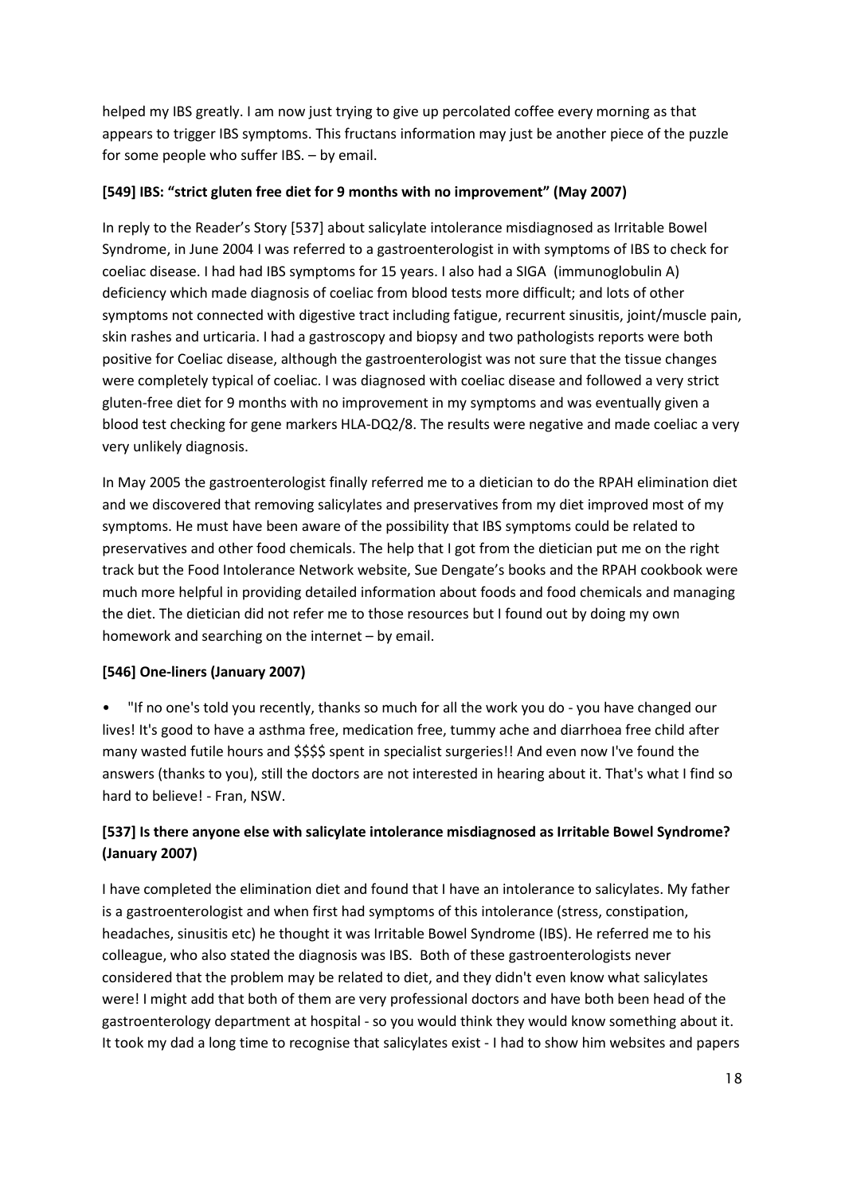helped my IBS greatly. I am now just trying to give up percolated coffee every morning as that appears to trigger IBS symptoms. This fructans information may just be another piece of the puzzle for some people who suffer IBS. – by email.

**[549] IBS: "strict gluten free diet for 9 months with no improvement" (May 2007)**

In reply to the Reader's Story [537] about salicylate intolerance misdiagnosed as Irritable Bowel Syndrome, in June 2004 I was referred to a gastroenterologist in with symptoms of IBS to check for coeliac disease. I had had IBS symptoms for 15 years. I also had a SIGA (immunoglobulin A) deficiency which made diagnosis of coeliac from blood tests more difficult; and lots of other symptoms not connected with digestive tract including fatigue, recurrent sinusitis, joint/muscle pain, skin rashes and urticaria. I had a gastroscopy and biopsy and two pathologists reports were both positive for Coeliac disease, although the gastroenterologist was not sure that the tissue changes were completely typical of coeliac. I was diagnosed with coeliac disease and followed a very strict gluten-free diet for 9 months with no improvement in my symptoms and was eventually given a blood test checking for gene markers HLA-DQ2/8. The results were negative and made coeliac a very very unlikely diagnosis.

In May 2005 the gastroenterologist finally referred me to a dietician to do the RPAH elimination diet and we discovered that removing salicylates and preservatives from my diet improved most of my symptoms. He must have been aware of the possibility that IBS symptoms could be related to preservatives and other food chemicals. The help that I got from the dietician put me on the right track but the Food Intolerance Network website, Sue Dengate's books and the RPAH cookbook were much more helpful in providing detailed information about foods and food chemicals and managing the diet. The dietician did not refer me to those resources but I found out by doing my own homework and searching on the internet – by email.

**[546] One-liners (January 2007)**

- "If no one's told you recently, thanks so much for all the work you do - you have changed our lives! It's good to have a asthma free, medication free, tummy ache and diarrhoea free child after many wasted futile hours and $$$$ spent in specialist surgeries!! And even now I've found the answers (thanks to you), still the doctors are not interested in hearing about it. That's what I find so hard to believe! - Fran, NSW.

**[537] Is there anyone else with salicylate intolerance misdiagnosed as Irritable Bowel Syndrome? (January 2007)**

I have completed the elimination diet and found that I have an intolerance to salicylates. My father is a gastroenterologist and when first had symptoms of this intolerance (stress, constipation, headaches, sinusitis etc) he thought it was Irritable Bowel Syndrome (IBS). He referred me to his colleague, who also stated the diagnosis was IBS. Both of these gastroenterologists never considered that the problem may be related to diet, and they didn't even know what salicylates were! I might add that both of them are very professional doctors and have both been head of the gastroenterology department at hospital - so you would think they would know something about it. It took my dad a long time to recognise that salicylates exist - I had to show him websites and papers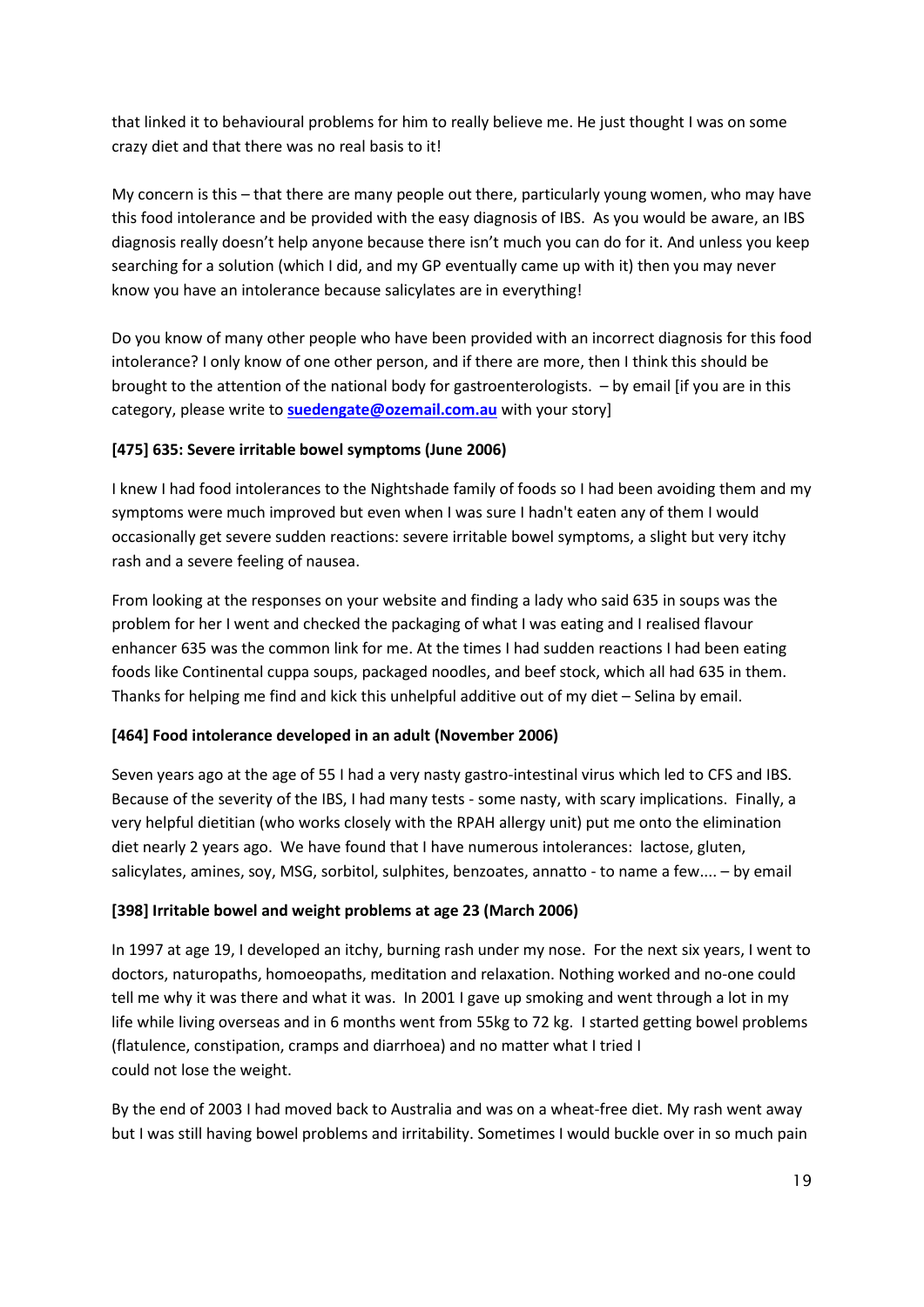that linked it to behavioural problems for him to really believe me. He just thought I was on some crazy diet and that there was no real basis to it!

My concern is this – that there are many people out there, particularly young women, who may have this food intolerance and be provided with the easy diagnosis of IBS. As you would be aware, an IBS diagnosis really doesn't help anyone because there isn't much you can do for it. And unless you keep searching for a solution (which I did, and my GP eventually came up with it) then you may never know you have an intolerance because salicylates are in everything!

Do you know of many other people who have been provided with an incorrect diagnosis for this food intolerance? I only know of one other person, and if there are more, then I think this should be brought to the attention of the national body for gastroenterologists. – by email [if you are in this category, please write to **suedengate@ozemail.com.au** with your story]

**[475] 635: Severe irritable bowel symptoms (June 2006)**

I knew I had food intolerances to the Nightshade family of foods so I had been avoiding them and my symptoms were much improved but even when I was sure I hadn't eaten any of them I would occasionally get severe sudden reactions: severe irritable bowel symptoms, a slight but very itchy rash and a severe feeling of nausea.

From looking at the responses on your website and finding a lady who said 635 in soups was the problem for her I went and checked the packaging of what I was eating and I realised flavour enhancer 635 was the common link for me. At the times I had sudden reactions I had been eating foods like Continental cuppa soups, packaged noodles, and beef stock, which all had 635 in them. Thanks for helping me find and kick this unhelpful additive out of my diet – Selina by email.

**[464] Food intolerance developed in an adult (November 2006)**

Seven years ago at the age of 55 I had a very nasty gastro-intestinal virus which led to CFS and IBS. Because of the severity of the IBS, I had many tests - some nasty, with scary implications. Finally, a very helpful dietitian (who works closely with the RPAH allergy unit) put me onto the elimination diet nearly 2 years ago. We have found that I have numerous intolerances: lactose, gluten, salicylates, amines, soy, MSG, sorbitol, sulphites, benzoates, annatto - to name a few.... – by email

**[398] Irritable bowel and weight problems at age 23 (March 2006)**

In 1997 at age 19, I developed an itchy, burning rash under my nose. For the next six years, I went to doctors, naturopaths, homoeopaths, meditation and relaxation. Nothing worked and no-one could tell me why it was there and what it was. In 2001 I gave up smoking and went through a lot in my life while living overseas and in 6 months went from 55kg to 72 kg. I started getting bowel problems (flatulence, constipation, cramps and diarrhoea) and no matter what I tried I could not lose the weight.

By the end of 2003 I had moved back to Australia and was on a wheat-free diet. My rash went away but I was still having bowel problems and irritability. Sometimes I would buckle over in so much pain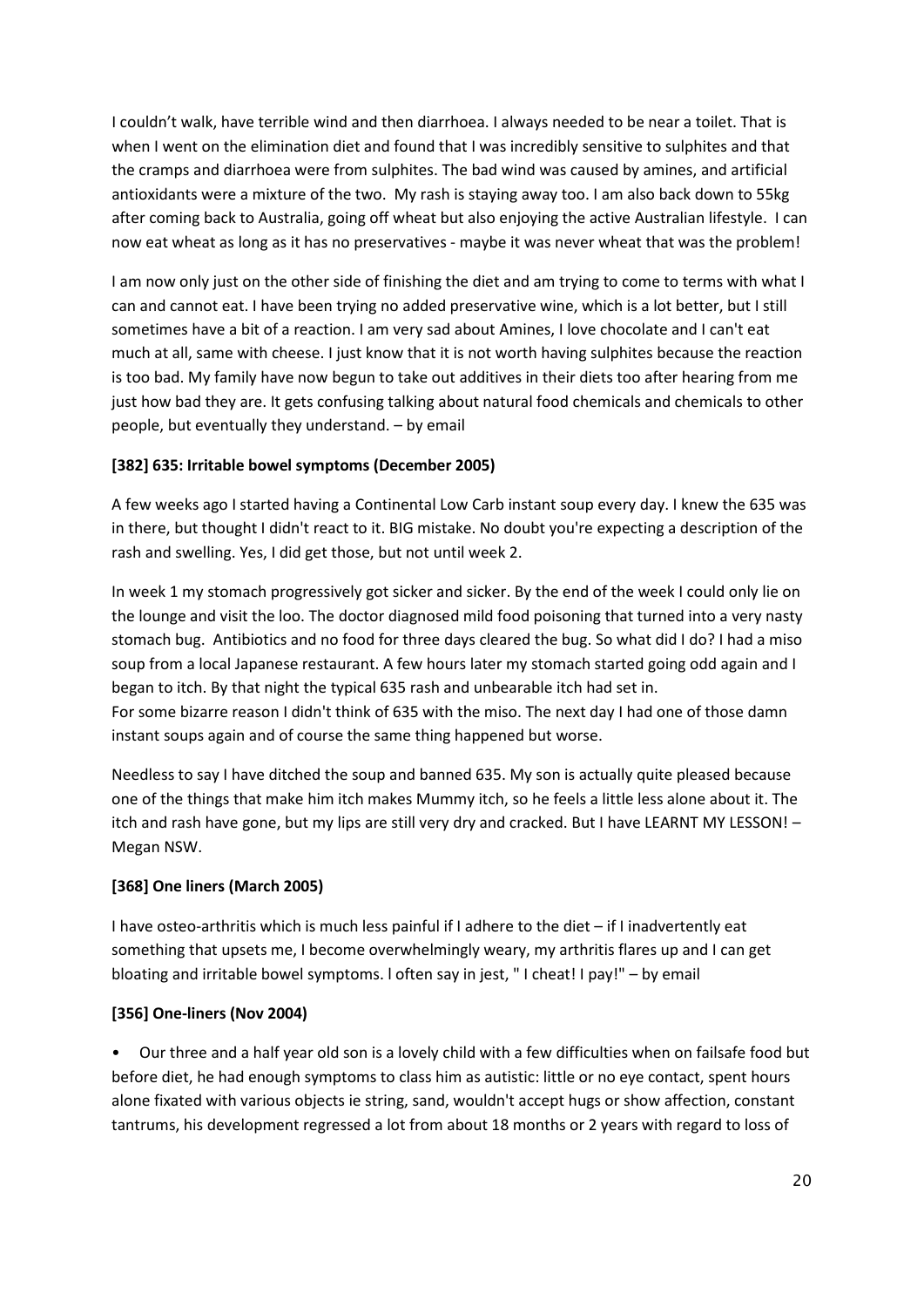I couldn't walk, have terrible wind and then diarrhoea. I always needed to be near a toilet. That is when I went on the elimination diet and found that I was incredibly sensitive to sulphites and that the cramps and diarrhoea were from sulphites. The bad wind was caused by amines, and artificial antioxidants were a mixture of the two. My rash is staying away too. I am also back down to 55kg after coming back to Australia, going off wheat but also enjoying the active Australian lifestyle. I can now eat wheat as long as it has no preservatives - maybe it was never wheat that was the problem!

I am now only just on the other side of finishing the diet and am trying to come to terms with what I can and cannot eat. I have been trying no added preservative wine, which is a lot better, but I still sometimes have a bit of a reaction. I am very sad about Amines, I love chocolate and I can't eat much at all, same with cheese. I just know that it is not worth having sulphites because the reaction is too bad. My family have now begun to take out additives in their diets too after hearing from me just how bad they are. It gets confusing talking about natural food chemicals and chemicals to other people, but eventually they understand. – by email

**[382] 635: Irritable bowel symptoms (December 2005)**

A few weeks ago I started having a Continental Low Carb instant soup every day. I knew the 635 was in there, but thought I didn't react to it. BIG mistake. No doubt you're expecting a description of the rash and swelling. Yes, I did get those, but not until week 2.

In week 1 my stomach progressively got sicker and sicker. By the end of the week I could only lie on the lounge and visit the loo. The doctor diagnosed mild food poisoning that turned into a very nasty stomach bug. Antibiotics and no food for three days cleared the bug. So what did I do? I had a miso soup from a local Japanese restaurant. A few hours later my stomach started going odd again and I began to itch. By that night the typical 635 rash and unbearable itch had set in.
For some bizarre reason I didn't think of 635 with the miso. The next day I had one of those damn instant soups again and of course the same thing happened but worse.

Needless to say I have ditched the soup and banned 635. My son is actually quite pleased because one of the things that make him itch makes Mummy itch, so he feels a little less alone about it. The itch and rash have gone, but my lips are still very dry and cracked. But I have LEARNT MY LESSON! – Megan NSW.

**[368] One liners (March 2005)**

I have osteo-arthritis which is much less painful if I adhere to the diet – if I inadvertently eat something that upsets me, I become overwhelmingly weary, my arthritis flares up and I can get bloating and irritable bowel symptoms. I often say in jest, " I cheat! I pay!" – by email

**[356] One-liners (Nov 2004)**

- Our three and a half year old son is a lovely child with a few difficulties when on failsafe food but before diet, he had enough symptoms to class him as autistic: little or no eye contact, spent hours alone fixated with various objects ie string, sand, wouldn't accept hugs or show affection, constant tantrums, his development regressed a lot from about 18 months or 2 years with regard to loss of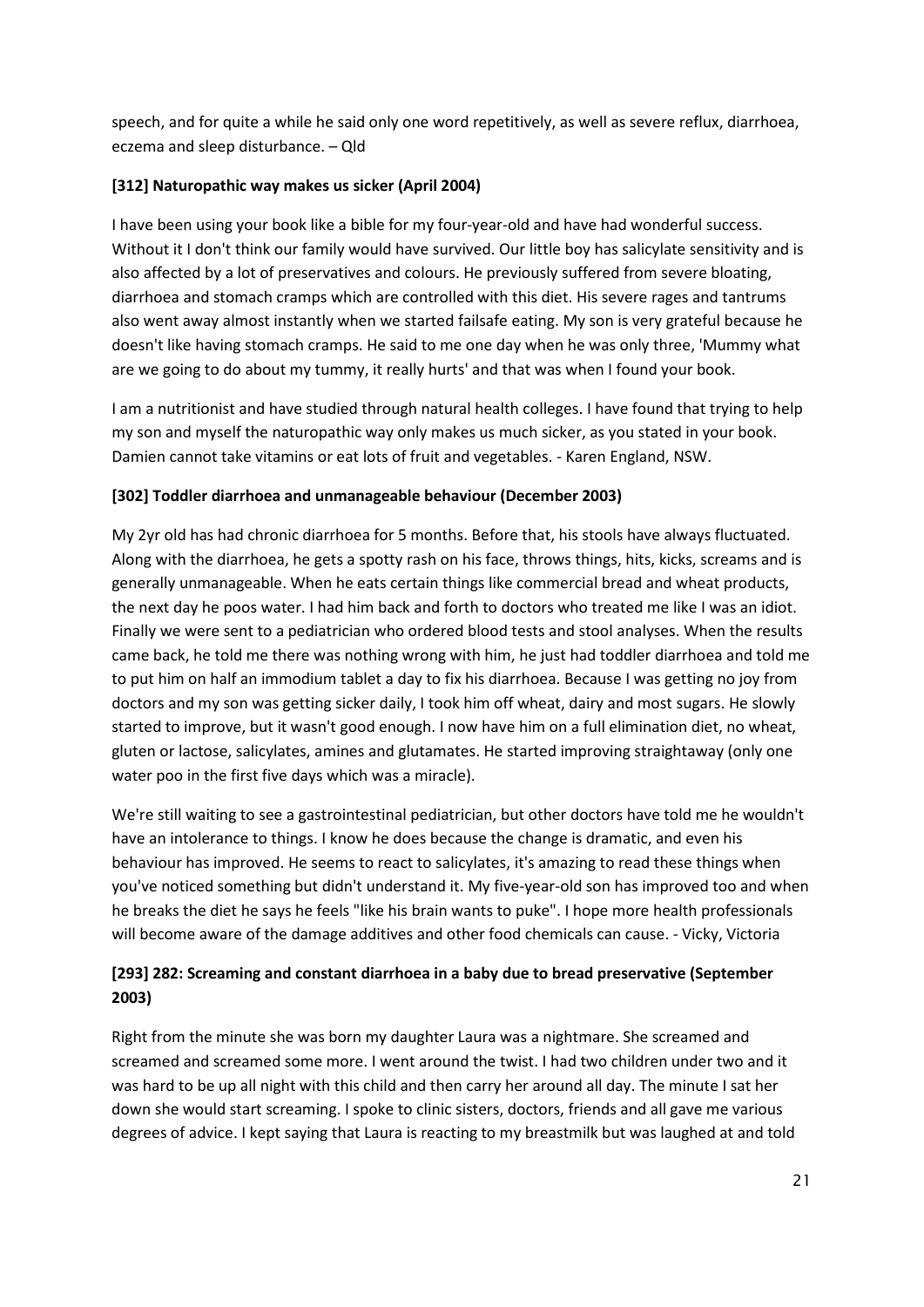speech, and for quite a while he said only one word repetitively, as well as severe reflux, diarrhoea, eczema and sleep disturbance. – Qld

**[312] Naturopathic way makes us sicker (April 2004)**

I have been using your book like a bible for my four-year-old and have had wonderful success. Without it I don't think our family would have survived. Our little boy has salicylate sensitivity and is also affected by a lot of preservatives and colours. He previously suffered from severe bloating, diarrhoea and stomach cramps which are controlled with this diet. His severe rages and tantrums also went away almost instantly when we started failsafe eating. My son is very grateful because he doesn't like having stomach cramps. He said to me one day when he was only three, 'Mummy what are we going to do about my tummy, it really hurts' and that was when I found your book.

I am a nutritionist and have studied through natural health colleges. I have found that trying to help my son and myself the naturopathic way only makes us much sicker, as you stated in your book. Damien cannot take vitamins or eat lots of fruit and vegetables. - Karen England, NSW.

**[302] Toddler diarrhoea and unmanageable behaviour (December 2003)**

My 2yr old has had chronic diarrhoea for 5 months. Before that, his stools have always fluctuated. Along with the diarrhoea, he gets a spotty rash on his face, throws things, hits, kicks, screams and is generally unmanageable. When he eats certain things like commercial bread and wheat products, the next day he poos water. I had him back and forth to doctors who treated me like I was an idiot. Finally we were sent to a pediatrician who ordered blood tests and stool analyses. When the results came back, he told me there was nothing wrong with him, he just had toddler diarrhoea and told me to put him on half an immodium tablet a day to fix his diarrhoea. Because I was getting no joy from doctors and my son was getting sicker daily, I took him off wheat, dairy and most sugars. He slowly started to improve, but it wasn't good enough. I now have him on a full elimination diet, no wheat, gluten or lactose, salicylates, amines and glutamates. He started improving straightaway (only one water poo in the first five days which was a miracle).

We're still waiting to see a gastrointestinal pediatrician, but other doctors have told me he wouldn't have an intolerance to things. I know he does because the change is dramatic, and even his behaviour has improved. He seems to react to salicylates, it's amazing to read these things when you've noticed something but didn't understand it. My five-year-old son has improved too and when he breaks the diet he says he feels "like his brain wants to puke". I hope more health professionals will become aware of the damage additives and other food chemicals can cause. - Vicky, Victoria

**[293] 282: Screaming and constant diarrhoea in a baby due to bread preservative (September 2003)**

Right from the minute she was born my daughter Laura was a nightmare. She screamed and screamed and screamed some more. I went around the twist. I had two children under two and it was hard to be up all night with this child and then carry her around all day. The minute I sat her down she would start screaming. I spoke to clinic sisters, doctors, friends and all gave me various degrees of advice. I kept saying that Laura is reacting to my breastmilk but was laughed at and told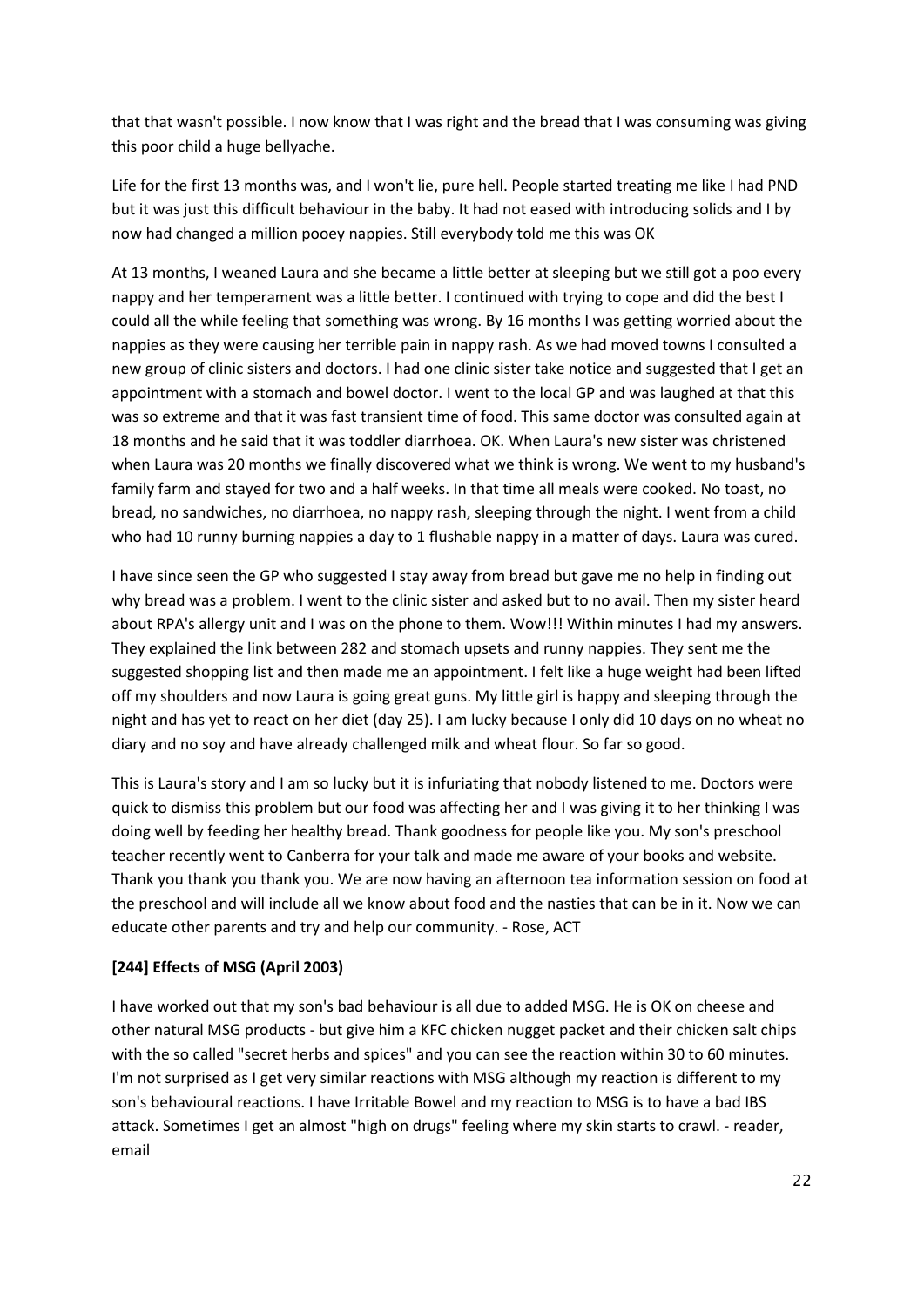that that wasn't possible. I now know that I was right and the bread that I was consuming was giving this poor child a huge bellyache.

Life for the first 13 months was, and I won't lie, pure hell. People started treating me like I had PND but it was just this difficult behaviour in the baby. It had not eased with introducing solids and I by now had changed a million pooey nappies. Still everybody told me this was OK

At 13 months, I weaned Laura and she became a little better at sleeping but we still got a poo every nappy and her temperament was a little better. I continued with trying to cope and did the best I could all the while feeling that something was wrong. By 16 months I was getting worried about the nappies as they were causing her terrible pain in nappy rash. As we had moved towns I consulted a new group of clinic sisters and doctors. I had one clinic sister take notice and suggested that I get an appointment with a stomach and bowel doctor. I went to the local GP and was laughed at that this was so extreme and that it was fast transient time of food. This same doctor was consulted again at 18 months and he said that it was toddler diarrhoea. OK. When Laura's new sister was christened when Laura was 20 months we finally discovered what we think is wrong. We went to my husband's family farm and stayed for two and a half weeks. In that time all meals were cooked. No toast, no bread, no sandwiches, no diarrhoea, no nappy rash, sleeping through the night. I went from a child who had 10 runny burning nappies a day to 1 flushable nappy in a matter of days. Laura was cured.

I have since seen the GP who suggested I stay away from bread but gave me no help in finding out why bread was a problem. I went to the clinic sister and asked but to no avail. Then my sister heard about RPA's allergy unit and I was on the phone to them. Wow!!! Within minutes I had my answers. They explained the link between 282 and stomach upsets and runny nappies. They sent me the suggested shopping list and then made me an appointment. I felt like a huge weight had been lifted off my shoulders and now Laura is going great guns. My little girl is happy and sleeping through the night and has yet to react on her diet (day 25). I am lucky because I only did 10 days on no wheat no diary and no soy and have already challenged milk and wheat flour. So far so good.

This is Laura's story and I am so lucky but it is infuriating that nobody listened to me. Doctors were quick to dismiss this problem but our food was affecting her and I was giving it to her thinking I was doing well by feeding her healthy bread. Thank goodness for people like you. My son's preschool teacher recently went to Canberra for your talk and made me aware of your books and website. Thank you thank you thank you. We are now having an afternoon tea information session on food at the preschool and will include all we know about food and the nasties that can be in it. Now we can educate other parents and try and help our community. - Rose, ACT

**[244] Effects of MSG (April 2003)**

I have worked out that my son's bad behaviour is all due to added MSG. He is OK on cheese and other natural MSG products - but give him a KFC chicken nugget packet and their chicken salt chips with the so called "secret herbs and spices" and you can see the reaction within 30 to 60 minutes. I'm not surprised as I get very similar reactions with MSG although my reaction is different to my son's behavioural reactions. I have Irritable Bowel and my reaction to MSG is to have a bad IBS attack. Sometimes I get an almost "high on drugs" feeling where my skin starts to crawl. - reader, email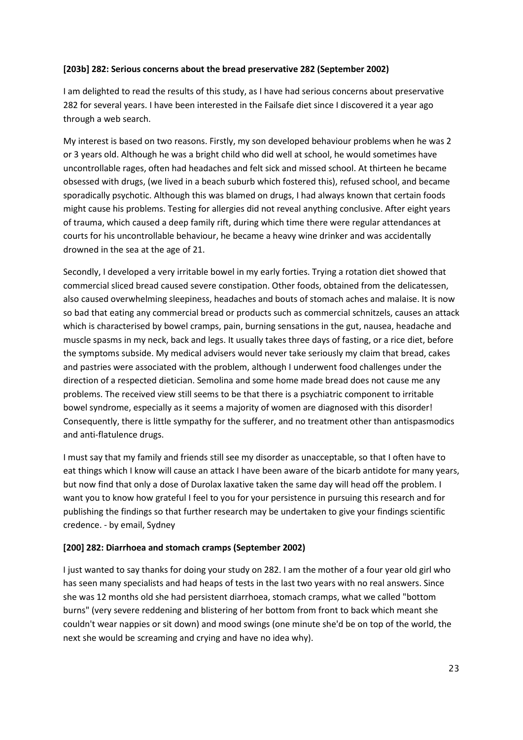**[203b] 282: Serious concerns about the bread preservative 282 (September 2002)**

I am delighted to read the results of this study, as I have had serious concerns about preservative 282 for several years. I have been interested in the Failsafe diet since I discovered it a year ago through a web search.

My interest is based on two reasons. Firstly, my son developed behaviour problems when he was 2 or 3 years old. Although he was a bright child who did well at school, he would sometimes have uncontrollable rages, often had headaches and felt sick and missed school. At thirteen he became obsessed with drugs, (we lived in a beach suburb which fostered this), refused school, and became sporadically psychotic. Although this was blamed on drugs, I had always known that certain foods might cause his problems. Testing for allergies did not reveal anything conclusive. After eight years of trauma, which caused a deep family rift, during which time there were regular attendances at courts for his uncontrollable behaviour, he became a heavy wine drinker and was accidentally drowned in the sea at the age of 21.

Secondly, I developed a very irritable bowel in my early forties. Trying a rotation diet showed that commercial sliced bread caused severe constipation. Other foods, obtained from the delicatessen, also caused overwhelming sleepiness, headaches and bouts of stomach aches and malaise. It is now so bad that eating any commercial bread or products such as commercial schnitzels, causes an attack which is characterised by bowel cramps, pain, burning sensations in the gut, nausea, headache and muscle spasms in my neck, back and legs. It usually takes three days of fasting, or a rice diet, before the symptoms subside. My medical advisers would never take seriously my claim that bread, cakes and pastries were associated with the problem, although I underwent food challenges under the direction of a respected dietician. Semolina and some home made bread does not cause me any problems. The received view still seems to be that there is a psychiatric component to irritable bowel syndrome, especially as it seems a majority of women are diagnosed with this disorder! Consequently, there is little sympathy for the sufferer, and no treatment other than antispasmodics and anti-flatulence drugs.

I must say that my family and friends still see my disorder as unacceptable, so that I often have to eat things which I know will cause an attack I have been aware of the bicarb antidote for many years, but now find that only a dose of Durolax laxative taken the same day will head off the problem. I want you to know how grateful I feel to you for your persistence in pursuing this research and for publishing the findings so that further research may be undertaken to give your findings scientific credence. - by email, Sydney

**[200] 282: Diarrhoea and stomach cramps (September 2002)**

I just wanted to say thanks for doing your study on 282. I am the mother of a four year old girl who has seen many specialists and had heaps of tests in the last two years with no real answers. Since she was 12 months old she had persistent diarrhoea, stomach cramps, what we called "bottom burns" (very severe reddening and blistering of her bottom from front to back which meant she couldn't wear nappies or sit down) and mood swings (one minute she'd be on top of the world, the next she would be screaming and crying and have no idea why).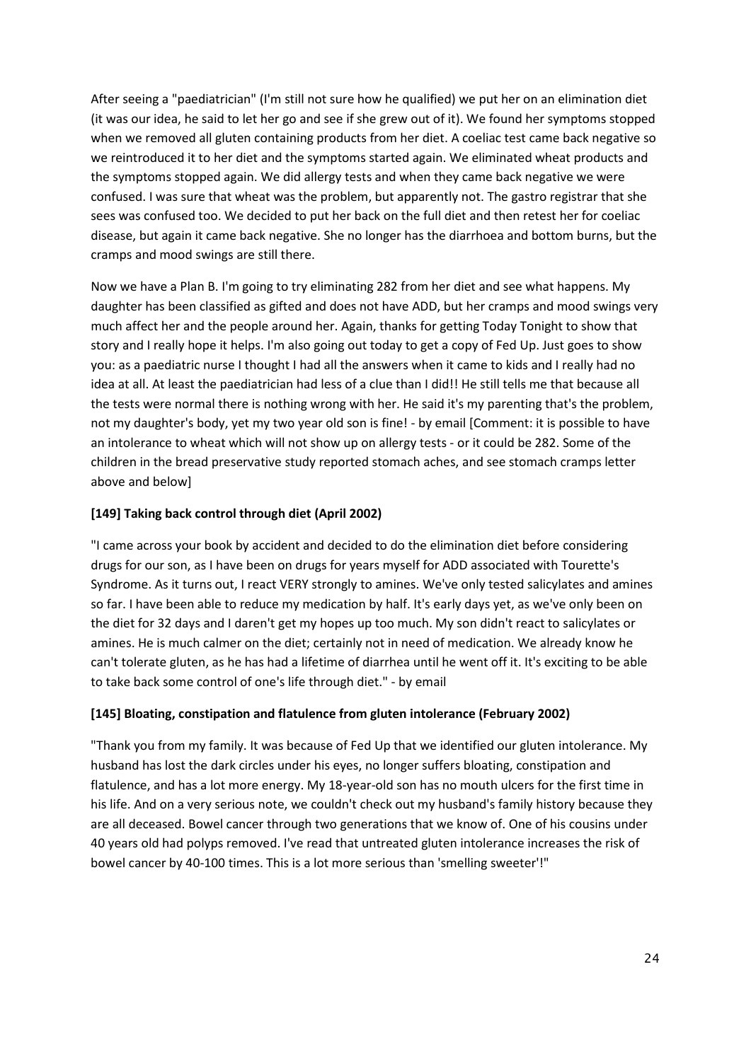After seeing a "paediatrician" (I'm still not sure how he qualified) we put her on an elimination diet (it was our idea, he said to let her go and see if she grew out of it). We found her symptoms stopped when we removed all gluten containing products from her diet. A coeliac test came back negative so we reintroduced it to her diet and the symptoms started again. We eliminated wheat products and the symptoms stopped again. We did allergy tests and when they came back negative we were confused. I was sure that wheat was the problem, but apparently not. The gastro registrar that she sees was confused too. We decided to put her back on the full diet and then retest her for coeliac disease, but again it came back negative. She no longer has the diarrhoea and bottom burns, but the cramps and mood swings are still there.

Now we have a Plan B. I'm going to try eliminating 282 from her diet and see what happens. My daughter has been classified as gifted and does not have ADD, but her cramps and mood swings very much affect her and the people around her. Again, thanks for getting Today Tonight to show that story and I really hope it helps. I'm also going out today to get a copy of Fed Up. Just goes to show you: as a paediatric nurse I thought I had all the answers when it came to kids and I really had no idea at all. At least the paediatrician had less of a clue than I did!! He still tells me that because all the tests were normal there is nothing wrong with her. He said it's my parenting that's the problem, not my daughter's body, yet my two year old son is fine! - by email [Comment: it is possible to have an intolerance to wheat which will not show up on allergy tests - or it could be 282. Some of the children in the bread preservative study reported stomach aches, and see stomach cramps letter above and below]

**[149] Taking back control through diet (April 2002)**

"I came across your book by accident and decided to do the elimination diet before considering drugs for our son, as I have been on drugs for years myself for ADD associated with Tourette's Syndrome. As it turns out, I react VERY strongly to amines. We've only tested salicylates and amines so far. I have been able to reduce my medication by half. It's early days yet, as we've only been on the diet for 32 days and I daren't get my hopes up too much. My son didn't react to salicylates or amines. He is much calmer on the diet; certainly not in need of medication. We already know he can't tolerate gluten, as he has had a lifetime of diarrhea until he went off it. It's exciting to be able to take back some control of one's life through diet." - by email

**[145] Bloating, constipation and flatulence from gluten intolerance (February 2002)**

"Thank you from my family. It was because of Fed Up that we identified our gluten intolerance. My husband has lost the dark circles under his eyes, no longer suffers bloating, constipation and flatulence, and has a lot more energy. My 18-year-old son has no mouth ulcers for the first time in his life. And on a very serious note, we couldn't check out my husband's family history because they are all deceased. Bowel cancer through two generations that we know of. One of his cousins under 40 years old had polyps removed. I've read that untreated gluten intolerance increases the risk of bowel cancer by 40-100 times. This is a lot more serious than 'smelling sweeter'!"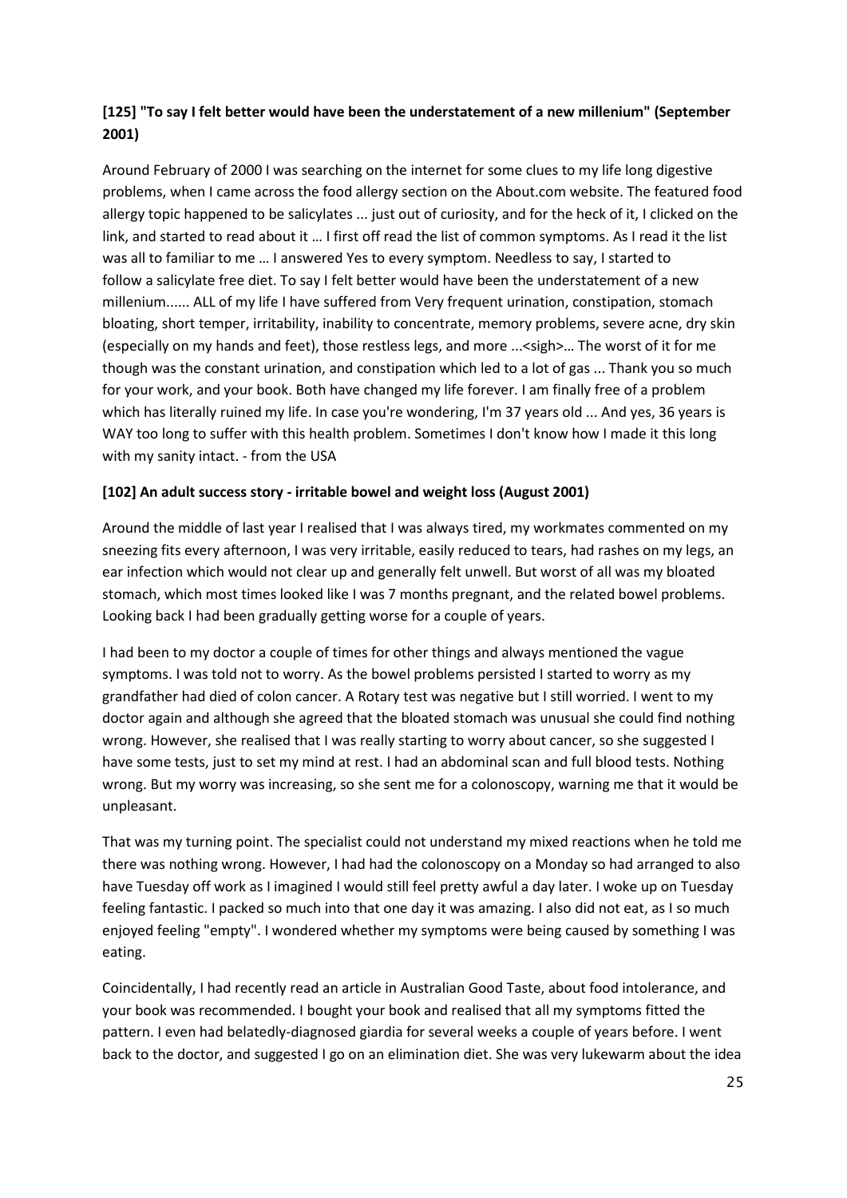### [125] "To say I felt better would have been the understatement of a new millenium" (September 2001)

Around February of 2000 I was searching on the internet for some clues to my life long digestive problems, when I came across the food allergy section on the About.com website. The featured food allergy topic happened to be salicylates ... just out of curiosity, and for the heck of it, I clicked on the link, and started to read about it … I first off read the list of common symptoms. As I read it the list was all to familiar to me … I answered Yes to every symptom. Needless to say, I started to follow a salicylate free diet. To say I felt better would have been the understatement of a new millenium...... ALL of my life I have suffered from Very frequent urination, constipation, stomach bloating, short temper, irritability, inability to concentrate, memory problems, severe acne, dry skin (especially on my hands and feet), those restless legs, and more ...<sigh>… The worst of it for me though was the constant urination, and constipation which led to a lot of gas ... Thank you so much for your work, and your book. Both have changed my life forever. I am finally free of a problem which has literally ruined my life. In case you're wondering, I'm 37 years old ... And yes, 36 years is WAY too long to suffer with this health problem. Sometimes I don't know how I made it this long with my sanity intact. - from the USA

### [102] An adult success story - irritable bowel and weight loss (August 2001)

Around the middle of last year I realised that I was always tired, my workmates commented on my sneezing fits every afternoon, I was very irritable, easily reduced to tears, had rashes on my legs, an ear infection which would not clear up and generally felt unwell. But worst of all was my bloated stomach, which most times looked like I was 7 months pregnant, and the related bowel problems. Looking back I had been gradually getting worse for a couple of years.

I had been to my doctor a couple of times for other things and always mentioned the vague symptoms. I was told not to worry. As the bowel problems persisted I started to worry as my grandfather had died of colon cancer. A Rotary test was negative but I still worried. I went to my doctor again and although she agreed that the bloated stomach was unusual she could find nothing wrong. However, she realised that I was really starting to worry about cancer, so she suggested I have some tests, just to set my mind at rest. I had an abdominal scan and full blood tests. Nothing wrong. But my worry was increasing, so she sent me for a colonoscopy, warning me that it would be unpleasant.

That was my turning point. The specialist could not understand my mixed reactions when he told me there was nothing wrong. However, I had had the colonoscopy on a Monday so had arranged to also have Tuesday off work as I imagined I would still feel pretty awful a day later. I woke up on Tuesday feeling fantastic. I packed so much into that one day it was amazing. I also did not eat, as I so much enjoyed feeling "empty". I wondered whether my symptoms were being caused by something I was eating.

Coincidentally, I had recently read an article in Australian Good Taste, about food intolerance, and your book was recommended. I bought your book and realised that all my symptoms fitted the pattern. I even had belatedly-diagnosed giardia for several weeks a couple of years before. I went back to the doctor, and suggested I go on an elimination diet. She was very lukewarm about the idea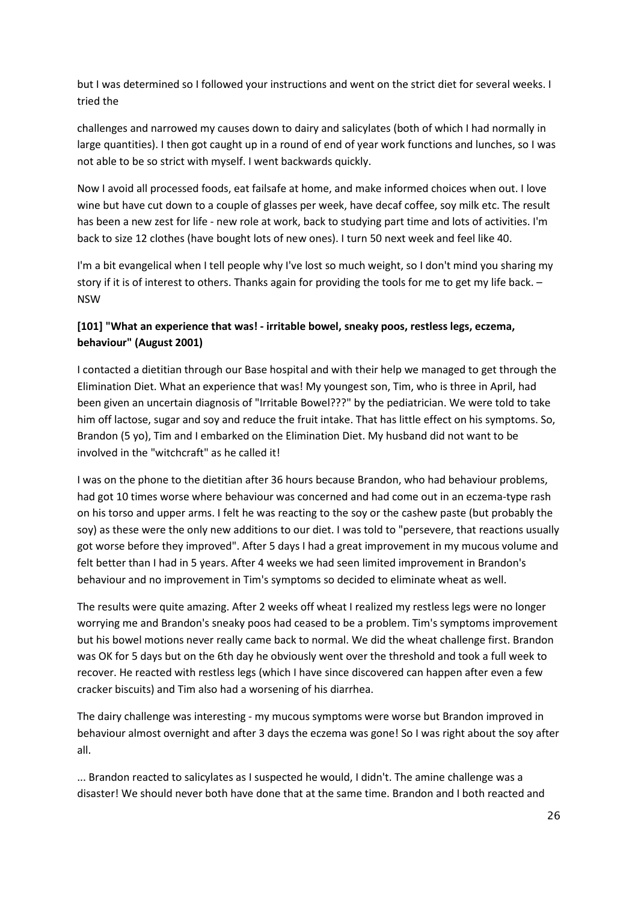but I was determined so I followed your instructions and went on the strict diet for several weeks. I tried the

challenges and narrowed my causes down to dairy and salicylates (both of which I had normally in large quantities). I then got caught up in a round of end of year work functions and lunches, so I was not able to be so strict with myself. I went backwards quickly.

Now I avoid all processed foods, eat failsafe at home, and make informed choices when out. I love wine but have cut down to a couple of glasses per week, have decaf coffee, soy milk etc. The result has been a new zest for life - new role at work, back to studying part time and lots of activities. I'm back to size 12 clothes (have bought lots of new ones). I turn 50 next week and feel like 40.

I'm a bit evangelical when I tell people why I've lost so much weight, so I don't mind you sharing my story if it is of interest to others. Thanks again for providing the tools for me to get my life back. – NSW

**[101] "What an experience that was! - irritable bowel, sneaky poos, restless legs, eczema, behaviour" (August 2001)**

I contacted a dietitian through our Base hospital and with their help we managed to get through the Elimination Diet. What an experience that was! My youngest son, Tim, who is three in April, had been given an uncertain diagnosis of "Irritable Bowel???" by the pediatrician. We were told to take him off lactose, sugar and soy and reduce the fruit intake. That has little effect on his symptoms. So, Brandon (5 yo), Tim and I embarked on the Elimination Diet. My husband did not want to be involved in the "witchcraft" as he called it!

I was on the phone to the dietitian after 36 hours because Brandon, who had behaviour problems, had got 10 times worse where behaviour was concerned and had come out in an eczema-type rash on his torso and upper arms. I felt he was reacting to the soy or the cashew paste (but probably the soy) as these were the only new additions to our diet. I was told to "persevere, that reactions usually got worse before they improved". After 5 days I had a great improvement in my mucous volume and felt better than I had in 5 years. After 4 weeks we had seen limited improvement in Brandon's behaviour and no improvement in Tim's symptoms so decided to eliminate wheat as well.

The results were quite amazing. After 2 weeks off wheat I realized my restless legs were no longer worrying me and Brandon's sneaky poos had ceased to be a problem. Tim's symptoms improvement but his bowel motions never really came back to normal. We did the wheat challenge first. Brandon was OK for 5 days but on the 6th day he obviously went over the threshold and took a full week to recover. He reacted with restless legs (which I have since discovered can happen after even a few cracker biscuits) and Tim also had a worsening of his diarrhea.

The dairy challenge was interesting - my mucous symptoms were worse but Brandon improved in behaviour almost overnight and after 3 days the eczema was gone! So I was right about the soy after all.

... Brandon reacted to salicylates as I suspected he would, I didn't. The amine challenge was a disaster! We should never both have done that at the same time. Brandon and I both reacted and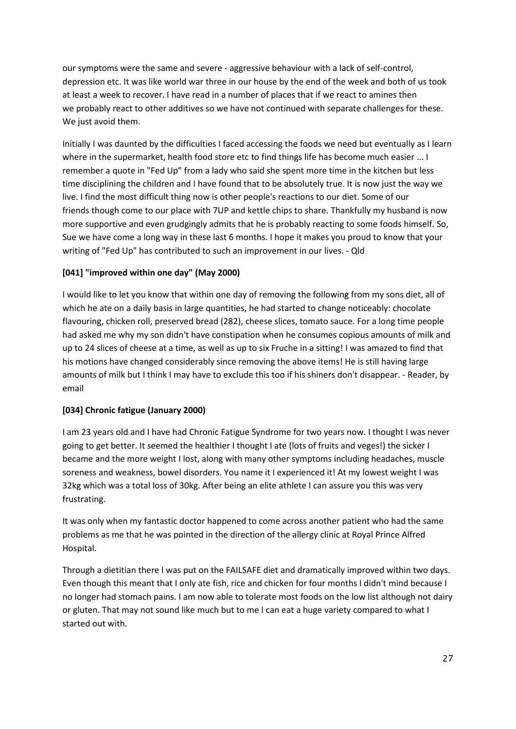our symptoms were the same and severe - aggressive behaviour with a lack of self-control, depression etc. It was like world war three in our house by the end of the week and both of us took at least a week to recover. I have read in a number of places that if we react to amines then we probably react to other additives so we have not continued with separate challenges for these. We just avoid them.

Initially I was daunted by the difficulties I faced accessing the foods we need but eventually as I learn where in the supermarket, health food store etc to find things life has become much easier ... I remember a quote in "Fed Up" from a lady who said she spent more time in the kitchen but less time disciplining the children and I have found that to be absolutely true. It is now just the way we live. I find the most difficult thing now is other people's reactions to our diet. Some of our friends though come to our place with 7UP and kettle chips to share. Thankfully my husband is now more supportive and even grudgingly admits that he is probably reacting to some foods himself. So, Sue we have come a long way in these last 6 months. I hope it makes you proud to know that your writing of "Fed Up" has contributed to such an improvement in our lives. - Qld

**[041] "improved within one day" (May 2000)**

I would like to let you know that within one day of removing the following from my sons diet, all of which he ate on a daily basis in large quantities, he had started to change noticeably: chocolate flavouring, chicken roll, preserved bread (282), cheese slices, tomato sauce. For a long time people had asked me why my son didn't have constipation when he consumes copious amounts of milk and up to 24 slices of cheese at a time, as well as up to six Fruche in a sitting! I was amazed to find that his motions have changed considerably since removing the above items! He is still having large amounts of milk but I think I may have to exclude this too if his shiners don't disappear. - Reader, by email

**[034] Chronic fatigue (January 2000)**

I am 23 years old and I have had Chronic Fatigue Syndrome for two years now. I thought I was never going to get better. It seemed the healthier I thought I ate (lots of fruits and veges!) the sicker I became and the more weight I lost, along with many other symptoms including headaches, muscle soreness and weakness, bowel disorders. You name it I experienced it! At my lowest weight I was 32kg which was a total loss of 30kg. After being an elite athlete I can assure you this was very frustrating.

It was only when my fantastic doctor happened to come across another patient who had the same problems as me that he was pointed in the direction of the allergy clinic at Royal Prince Alfred Hospital.

Through a dietitian there I was put on the FAILSAFE diet and dramatically improved within two days. Even though this meant that I only ate fish, rice and chicken for four months I didn't mind because I no longer had stomach pains. I am now able to tolerate most foods on the low list although not dairy or gluten. That may not sound like much but to me I can eat a huge variety compared to what I started out with.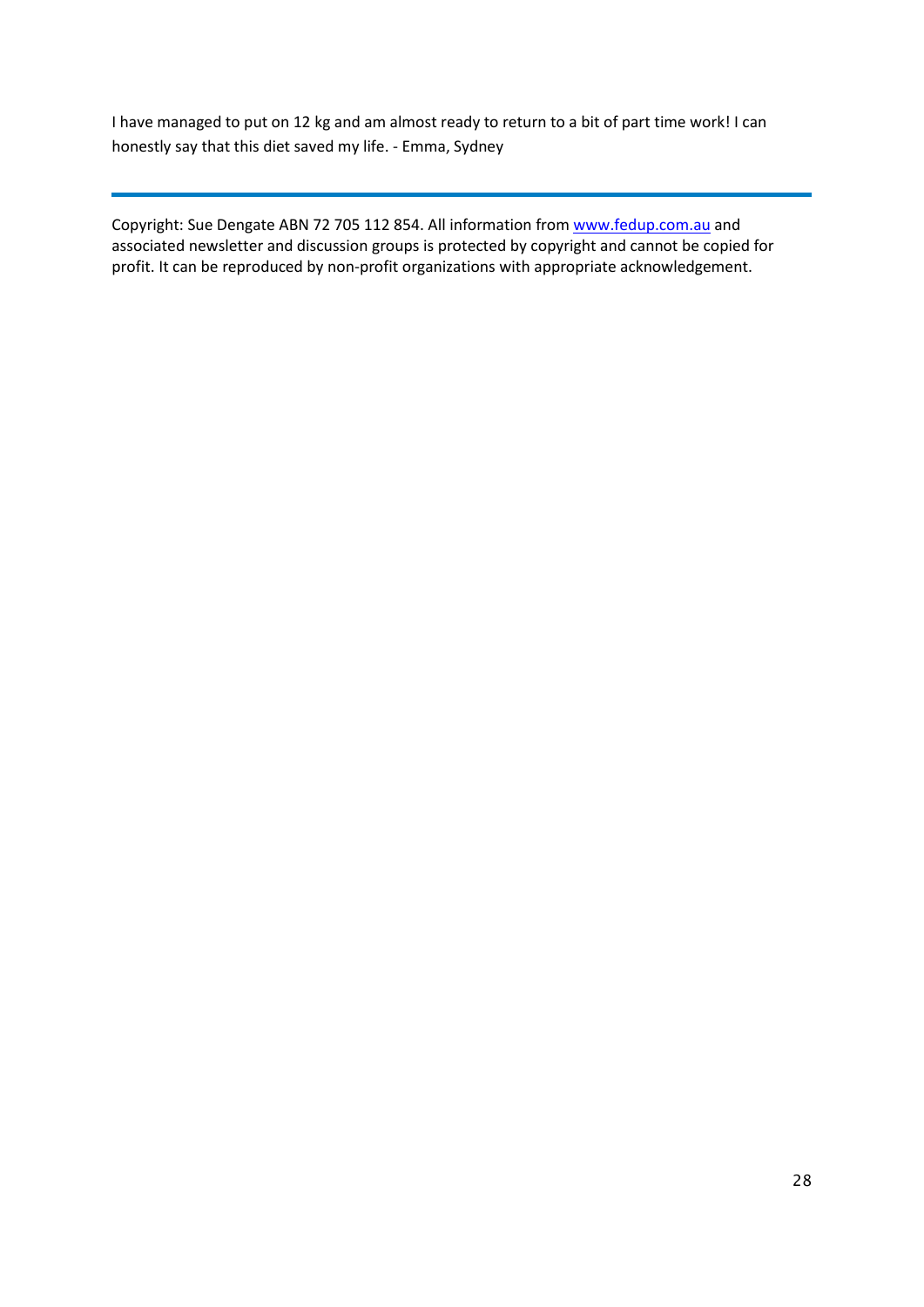I have managed to put on 12 kg and am almost ready to return to a bit of part time work! I can honestly say that this diet saved my life. - Emma, Sydney

---

Copyright: Sue Dengate ABN 72 705 112 854. All information from [www.fedup.com.au](http://www.fedup.com.au) and associated newsletter and discussion groups is protected by copyright and cannot be copied for profit. It can be reproduced by non-profit organizations with appropriate acknowledgement.